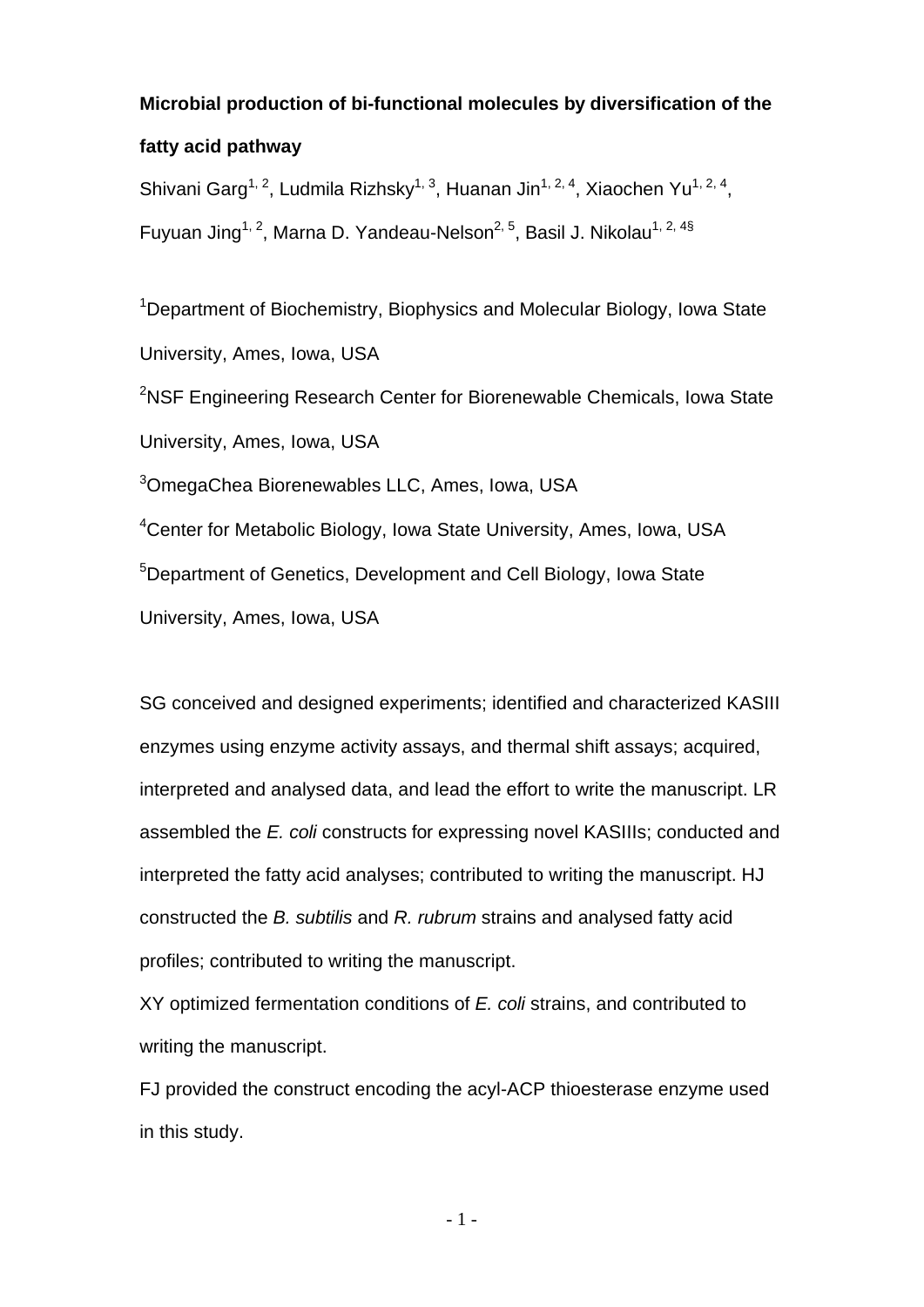**Microbial production of bi-functional molecules by diversification of the fatty acid pathway**

Shivani Garg[1, 2], Ludmila Rizhsky[1, 3], Huanan Jin[1, 2, 4], Xiaochen Yu[1, 2, 4], Fuyuan Jing[1, 2], Marna D. Yandeau-Nelson[2, 5], Basil J. Nikolau[1, 2, 4§]

[1]Department of Biochemistry, Biophysics and Molecular Biology, Iowa State University, Ames, Iowa, USA

[2]NSF Engineering Research Center for Biorenewable Chemicals, Iowa State University, Ames, Iowa, USA

[3]OmegaChea Biorenewables LLC, Ames, Iowa, USA

[4]Center for Metabolic Biology, Iowa State University, Ames, Iowa, USA

[5]Department of Genetics, Development and Cell Biology, Iowa State University, Ames, Iowa, USA

SG conceived and designed experiments; identified and characterized KASIII enzymes using enzyme activity assays, and thermal shift assays; acquired, interpreted and analysed data, and lead the effort to write the manuscript. LR assembled the *E. coli* constructs for expressing novel KASIIIs; conducted and interpreted the fatty acid analyses; contributed to writing the manuscript. HJ constructed the *B. subtilis* and *R. rubrum* strains and analysed fatty acid profiles; contributed to writing the manuscript.

XY optimized fermentation conditions of *E. coli* strains, and contributed to writing the manuscript.

FJ provided the construct encoding the acyl-ACP thioesterase enzyme used in this study.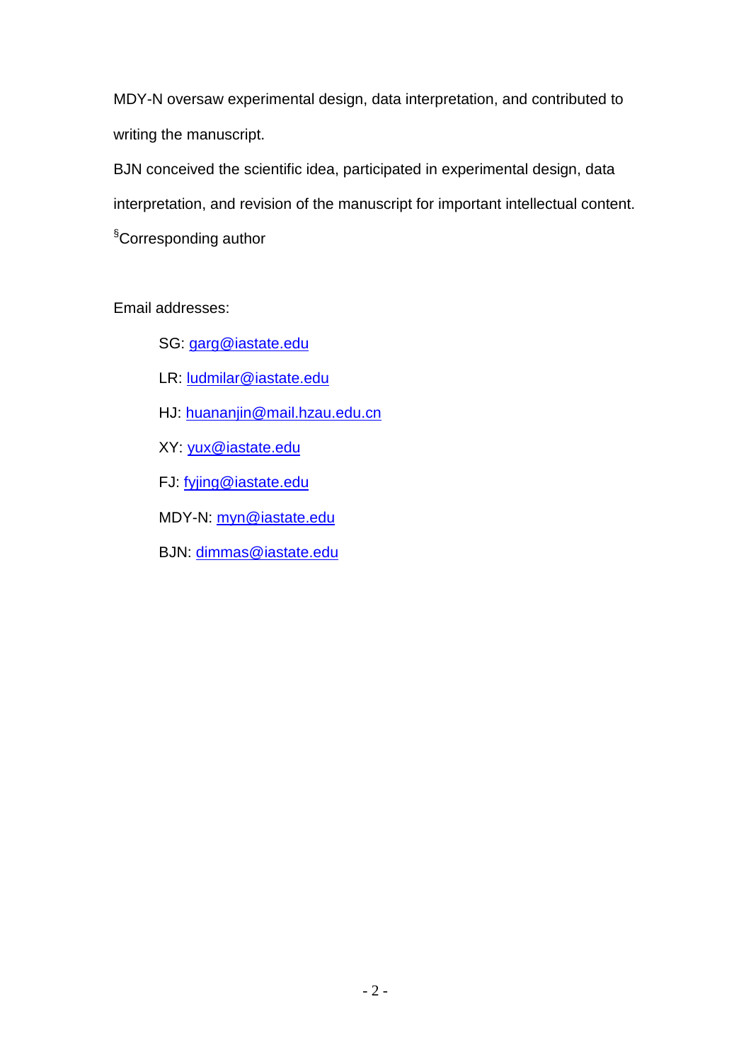MDY-N oversaw experimental design, data interpretation, and contributed to writing the manuscript.

BJN conceived the scientific idea, participated in experimental design, data interpretation, and revision of the manuscript for important intellectual content.

[§]Corresponding author

Email addresses:

SG: garg@iastate.edu

LR: ludmilar@iastate.edu

HJ: huananjin@mail.hzau.edu.cn

XY: yux@iastate.edu

FJ: fyjing@iastate.edu

MDY-N: myn@iastate.edu

BJN: dimmas@iastate.edu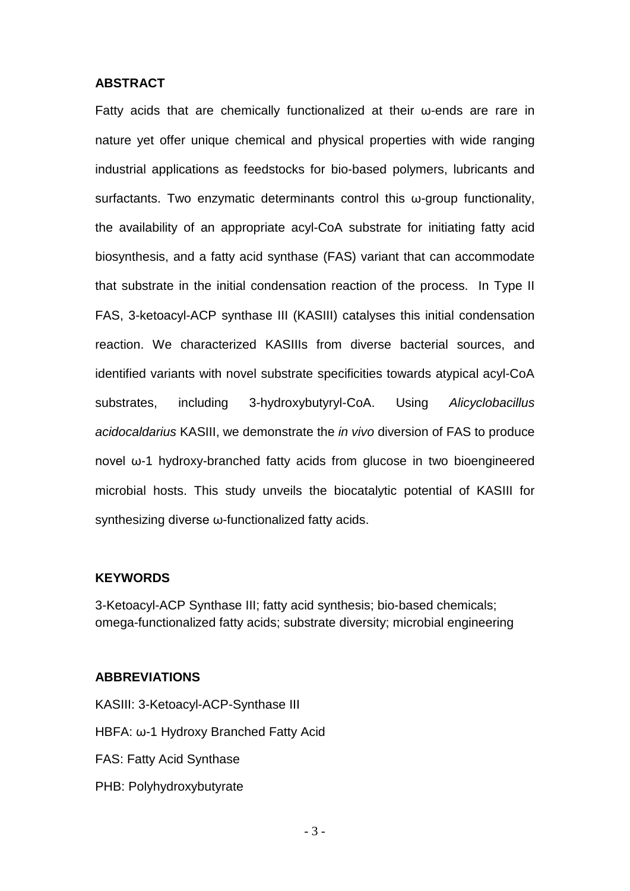## ABSTRACT

Fatty acids that are chemically functionalized at their ω-ends are rare in nature yet offer unique chemical and physical properties with wide ranging industrial applications as feedstocks for bio-based polymers, lubricants and surfactants. Two enzymatic determinants control this ω-group functionality, the availability of an appropriate acyl-CoA substrate for initiating fatty acid biosynthesis, and a fatty acid synthase (FAS) variant that can accommodate that substrate in the initial condensation reaction of the process. In Type II FAS, 3-ketoacyl-ACP synthase III (KASIII) catalyses this initial condensation reaction. We characterized KASIIIs from diverse bacterial sources, and identified variants with novel substrate specificities towards atypical acyl-CoA substrates, including 3-hydroxybutyryl-CoA. Using *Alicyclobacillus acidocaldarius* KASIII, we demonstrate the *in vivo* diversion of FAS to produce novel ω-1 hydroxy-branched fatty acids from glucose in two bioengineered microbial hosts. This study unveils the biocatalytic potential of KASIII for synthesizing diverse ω-functionalized fatty acids.

## KEYWORDS

3-Ketoacyl-ACP Synthase III; fatty acid synthesis; bio-based chemicals; omega-functionalized fatty acids; substrate diversity; microbial engineering

## ABBREVIATIONS

KASIII: 3-Ketoacyl-ACP-Synthase III

HBFA: ω-1 Hydroxy Branched Fatty Acid

FAS: Fatty Acid Synthase

PHB: Polyhydroxybutyrate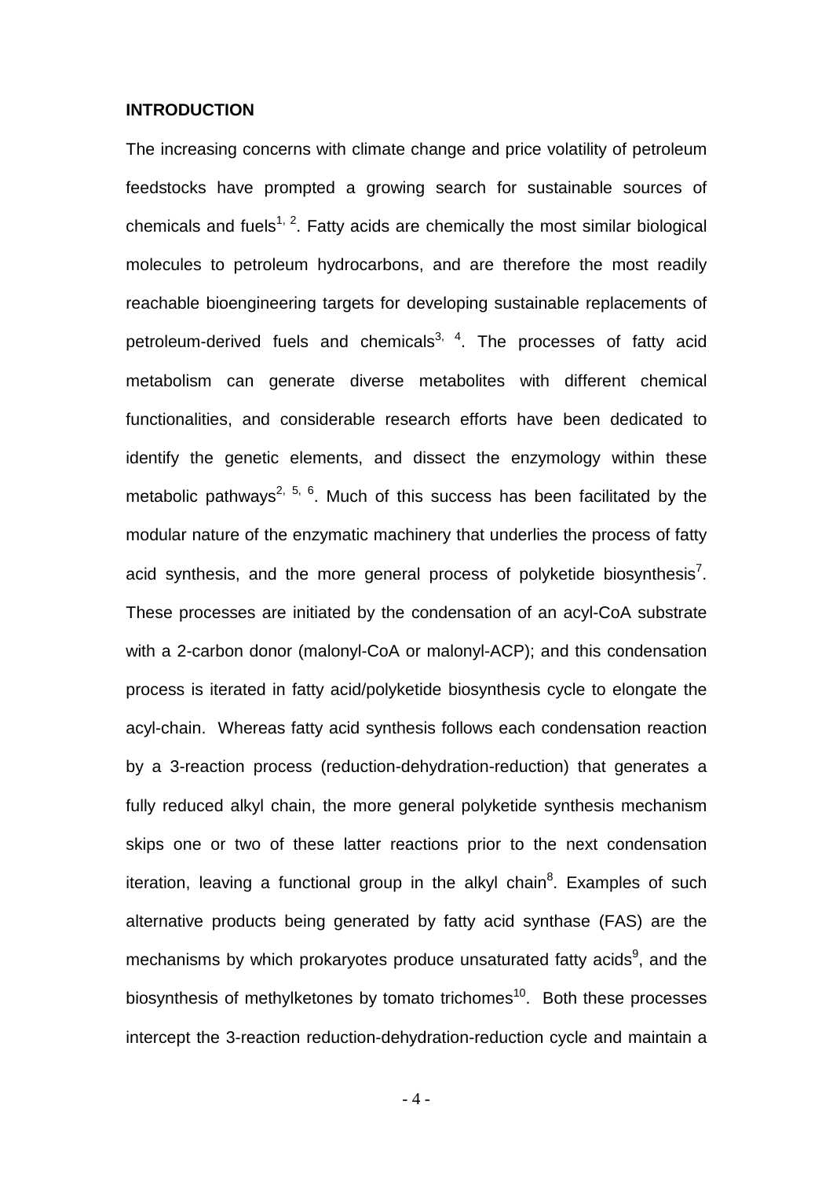## INTRODUCTION

The increasing concerns with climate change and price volatility of petroleum feedstocks have prompted a growing search for sustainable sources of chemicals and fuels[1, 2]. Fatty acids are chemically the most similar biological molecules to petroleum hydrocarbons, and are therefore the most readily reachable bioengineering targets for developing sustainable replacements of petroleum-derived fuels and chemicals[3, 4]. The processes of fatty acid metabolism can generate diverse metabolites with different chemical functionalities, and considerable research efforts have been dedicated to identify the genetic elements, and dissect the enzymology within these metabolic pathways[2, 5, 6]. Much of this success has been facilitated by the modular nature of the enzymatic machinery that underlies the process of fatty acid synthesis, and the more general process of polyketide biosynthesis[7]. These processes are initiated by the condensation of an acyl-CoA substrate with a 2-carbon donor (malonyl-CoA or malonyl-ACP); and this condensation process is iterated in fatty acid/polyketide biosynthesis cycle to elongate the acyl-chain. Whereas fatty acid synthesis follows each condensation reaction by a 3-reaction process (reduction-dehydration-reduction) that generates a fully reduced alkyl chain, the more general polyketide synthesis mechanism skips one or two of these latter reactions prior to the next condensation iteration, leaving a functional group in the alkyl chain[8]. Examples of such alternative products being generated by fatty acid synthase (FAS) are the mechanisms by which prokaryotes produce unsaturated fatty acids[9], and the biosynthesis of methylketones by tomato trichomes[10]. Both these processes intercept the 3-reaction reduction-dehydration-reduction cycle and maintain a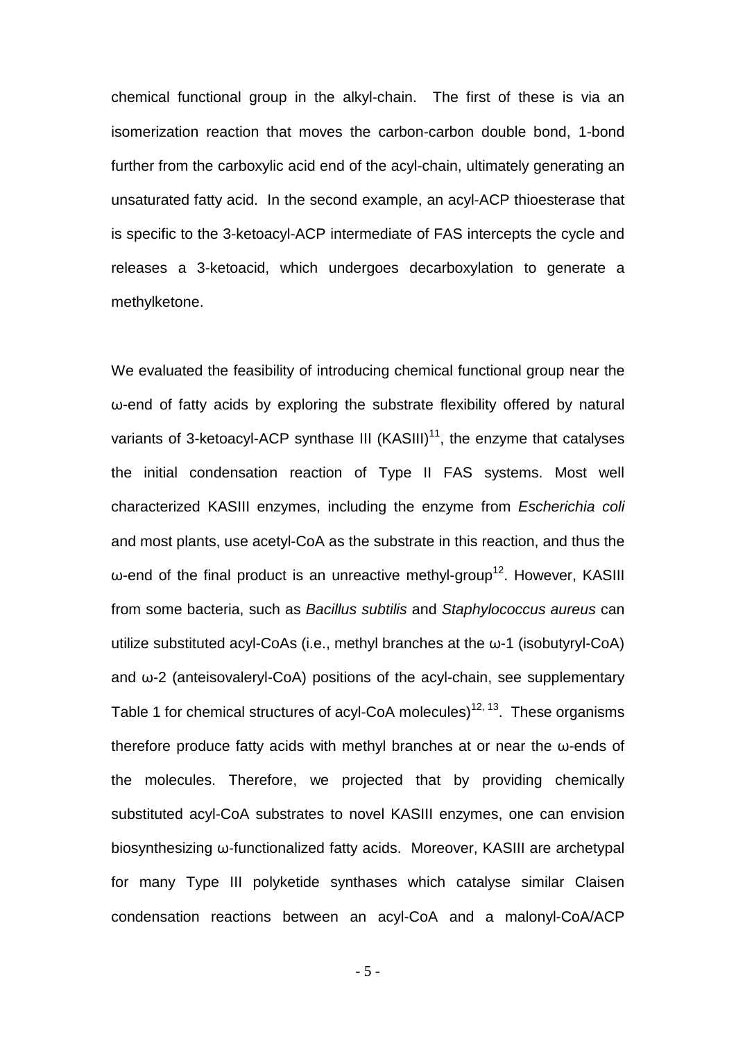chemical functional group in the alkyl-chain. The first of these is via an isomerization reaction that moves the carbon-carbon double bond, 1-bond further from the carboxylic acid end of the acyl-chain, ultimately generating an unsaturated fatty acid. In the second example, an acyl-ACP thioesterase that is specific to the 3-ketoacyl-ACP intermediate of FAS intercepts the cycle and releases a 3-ketoacid, which undergoes decarboxylation to generate a methylketone.

We evaluated the feasibility of introducing chemical functional group near the ω-end of fatty acids by exploring the substrate flexibility offered by natural variants of 3-ketoacyl-ACP synthase III (KASIII)[11], the enzyme that catalyses the initial condensation reaction of Type II FAS systems. Most well characterized KASIII enzymes, including the enzyme from *Escherichia coli* and most plants, use acetyl-CoA as the substrate in this reaction, and thus the ω-end of the final product is an unreactive methyl-group[12]. However, KASIII from some bacteria, such as *Bacillus subtilis* and *Staphylococcus aureus* can utilize substituted acyl-CoAs (i.e., methyl branches at the ω-1 (isobutyryl-CoA) and ω-2 (anteisovaleryl-CoA) positions of the acyl-chain, see supplementary Table 1 for chemical structures of acyl-CoA molecules)[12, 13]. These organisms therefore produce fatty acids with methyl branches at or near the ω-ends of the molecules. Therefore, we projected that by providing chemically substituted acyl-CoA substrates to novel KASIII enzymes, one can envision biosynthesizing ω-functionalized fatty acids. Moreover, KASIII are archetypal for many Type III polyketide synthases which catalyse similar Claisen condensation reactions between an acyl-CoA and a malonyl-CoA/ACP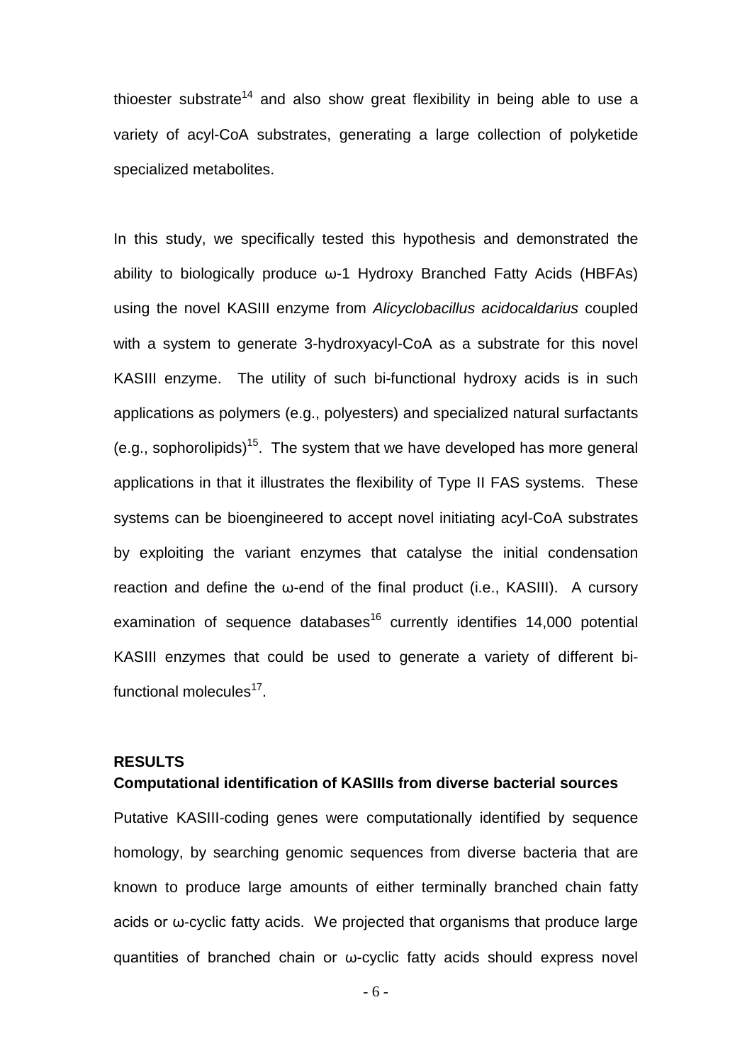thioester substrate[14] and also show great flexibility in being able to use a variety of acyl-CoA substrates, generating a large collection of polyketide specialized metabolites.

In this study, we specifically tested this hypothesis and demonstrated the ability to biologically produce ω-1 Hydroxy Branched Fatty Acids (HBFAs) using the novel KASIII enzyme from *Alicyclobacillus acidocaldarius* coupled with a system to generate 3-hydroxyacyl-CoA as a substrate for this novel KASIII enzyme. The utility of such bi-functional hydroxy acids is in such applications as polymers (e.g., polyesters) and specialized natural surfactants (e.g., sophorolipids)[15]. The system that we have developed has more general applications in that it illustrates the flexibility of Type II FAS systems. These systems can be bioengineered to accept novel initiating acyl-CoA substrates by exploiting the variant enzymes that catalyse the initial condensation reaction and define the ω-end of the final product (i.e., KASIII). A cursory examination of sequence databases[16] currently identifies 14,000 potential KASIII enzymes that could be used to generate a variety of different bi-functional molecules[17].

## RESULTS

### Computational identification of KASIIIs from diverse bacterial sources

Putative KASIII-coding genes were computationally identified by sequence homology, by searching genomic sequences from diverse bacteria that are known to produce large amounts of either terminally branched chain fatty acids or ω-cyclic fatty acids. We projected that organisms that produce large quantities of branched chain or ω-cyclic fatty acids should express novel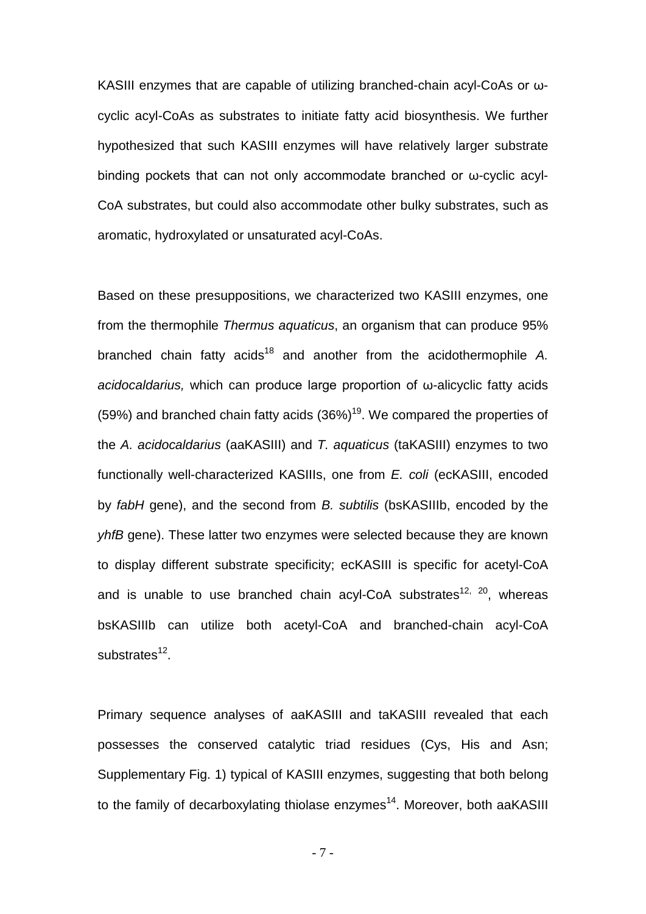KASIII enzymes that are capable of utilizing branched-chain acyl-CoAs or ω-cyclic acyl-CoAs as substrates to initiate fatty acid biosynthesis. We further hypothesized that such KASIII enzymes will have relatively larger substrate binding pockets that can not only accommodate branched or ω-cyclic acyl-CoA substrates, but could also accommodate other bulky substrates, such as aromatic, hydroxylated or unsaturated acyl-CoAs.

Based on these presuppositions, we characterized two KASIII enzymes, one from the thermophile *Thermus aquaticus*, an organism that can produce 95% branched chain fatty acids[18] and another from the acidothermophile *A. acidocaldarius,* which can produce large proportion of ω-alicyclic fatty acids (59%) and branched chain fatty acids (36%)[19]. We compared the properties of the *A. acidocaldarius* (aaKASIII) and *T. aquaticus* (taKASIII) enzymes to two functionally well-characterized KASIIIs, one from *E. coli* (ecKASIII, encoded by *fabH* gene), and the second from *B. subtilis* (bsKASIIIb, encoded by the *yhfB* gene). These latter two enzymes were selected because they are known to display different substrate specificity; ecKASIII is specific for acetyl-CoA and is unable to use branched chain acyl-CoA substrates[12, 20], whereas bsKASIIIb can utilize both acetyl-CoA and branched-chain acyl-CoA substrates[12].

Primary sequence analyses of aaKASIII and taKASIII revealed that each possesses the conserved catalytic triad residues (Cys, His and Asn; Supplementary Fig. 1) typical of KASIII enzymes, suggesting that both belong to the family of decarboxylating thiolase enzymes[14]. Moreover, both aaKASIII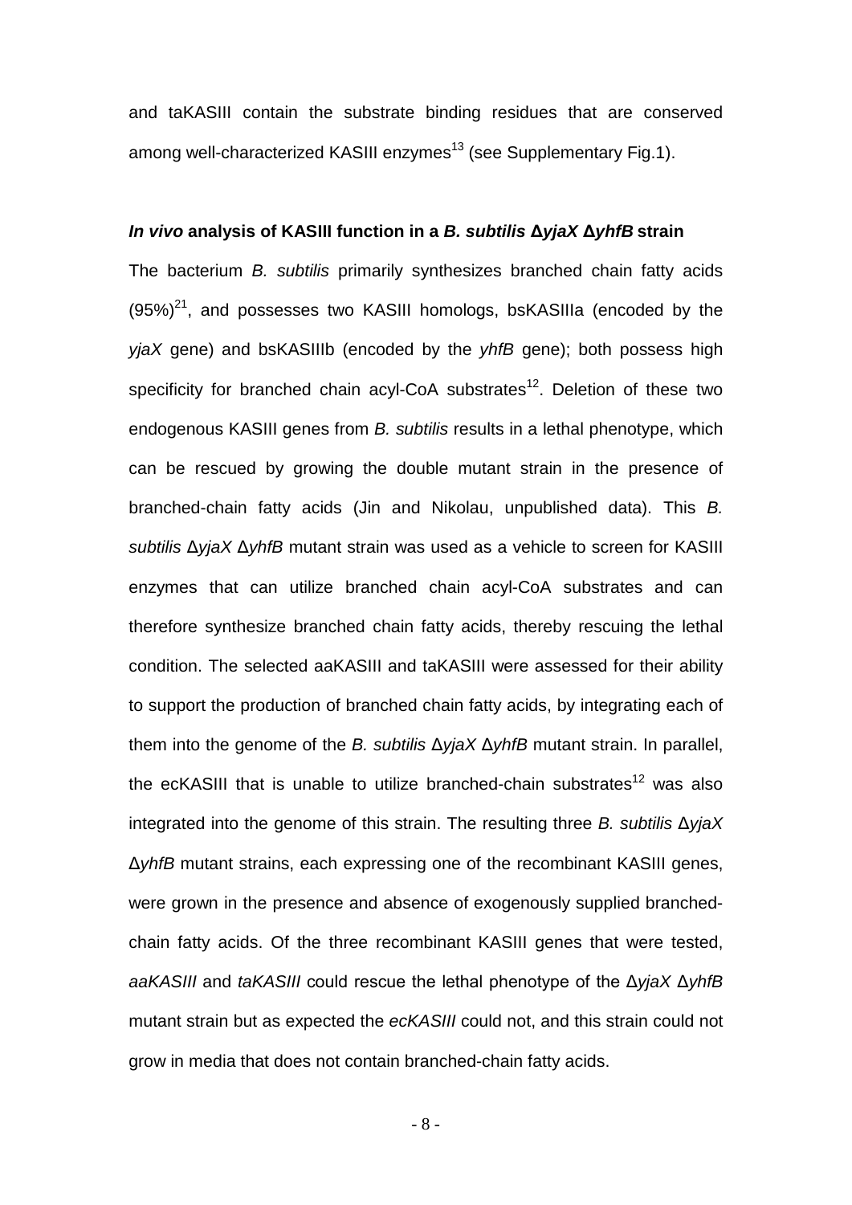and taKASIII contain the substrate binding residues that are conserved among well-characterized KASIII enzymes[13] (see Supplementary Fig.1).

### ***In vivo*** **analysis of KASIII function in a** ***B. subtilis*** **Δ*yjaX*** **Δ*yhfB*** **strain**

The bacterium *B. subtilis* primarily synthesizes branched chain fatty acids (95%)[21], and possesses two KASIII homologs, bsKASIIIa (encoded by the *yjaX* gene) and bsKASIIIb (encoded by the *yhfB* gene); both possess high specificity for branched chain acyl-CoA substrates[12]. Deletion of these two endogenous KASIII genes from *B. subtilis* results in a lethal phenotype, which can be rescued by growing the double mutant strain in the presence of branched-chain fatty acids (Jin and Nikolau, unpublished data). This *B. subtilis* Δ*yjaX* Δ*yhfB* mutant strain was used as a vehicle to screen for KASIII enzymes that can utilize branched chain acyl-CoA substrates and can therefore synthesize branched chain fatty acids, thereby rescuing the lethal condition. The selected aaKASIII and taKASIII were assessed for their ability to support the production of branched chain fatty acids, by integrating each of them into the genome of the *B. subtilis* Δ*yjaX* Δ*yhfB* mutant strain. In parallel, the ecKASIII that is unable to utilize branched-chain substrates[12] was also integrated into the genome of this strain. The resulting three *B. subtilis* Δ*yjaX* Δ*yhfB* mutant strains, each expressing one of the recombinant KASIII genes, were grown in the presence and absence of exogenously supplied branched-chain fatty acids. Of the three recombinant KASIII genes that were tested, *aaKASIII* and *taKASIII* could rescue the lethal phenotype of the Δ*yjaX* Δ*yhfB* mutant strain but as expected the *ecKASIII* could not, and this strain could not grow in media that does not contain branched-chain fatty acids.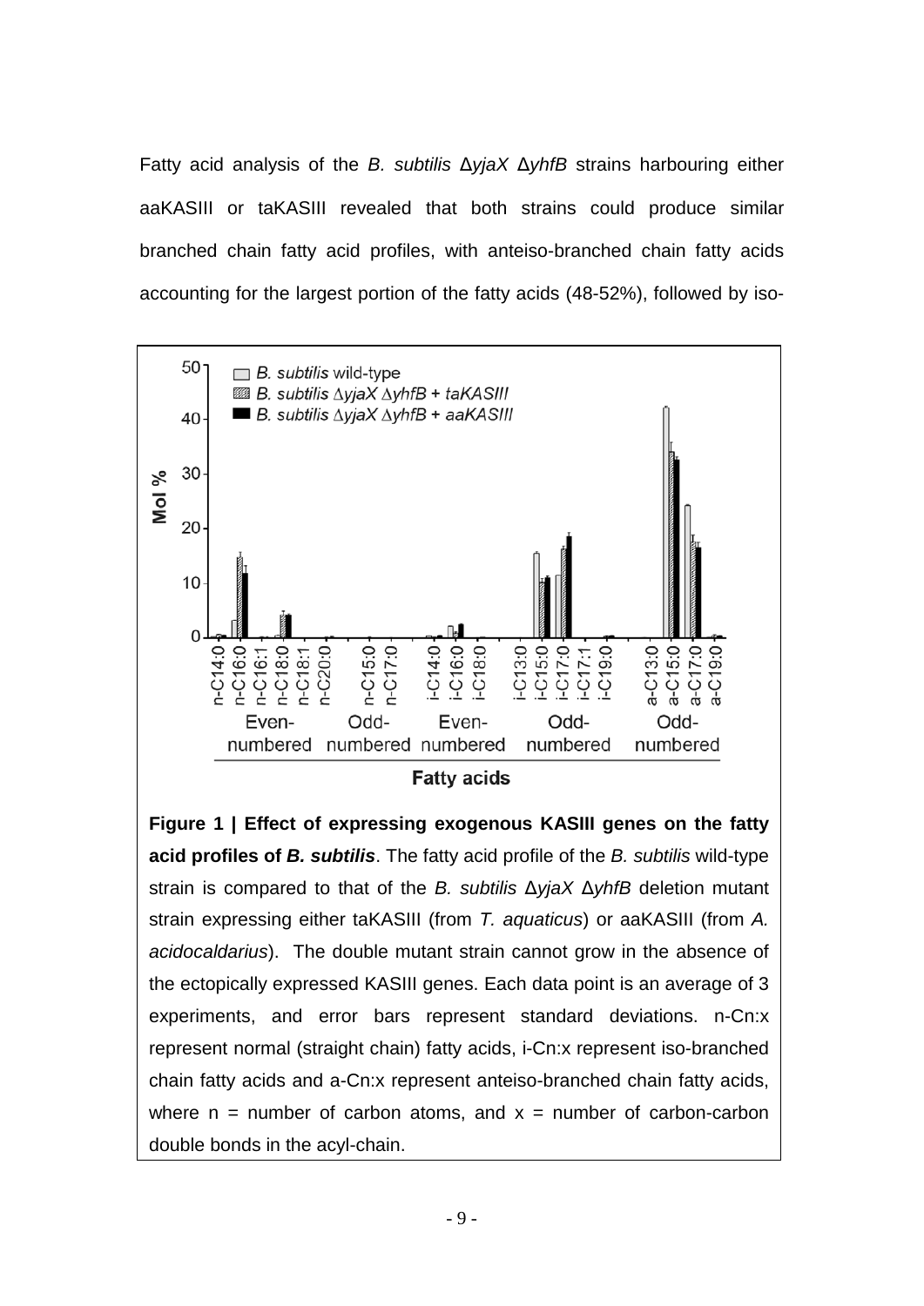Fatty acid analysis of the *B. subtilis* Δ*yjaX* Δ*yhfB* strains harbouring either aaKASIII or taKASIII revealed that both strains could produce similar branched chain fatty acid profiles, with anteiso-branched chain fatty acids accounting for the largest portion of the fatty acids (48-52%), followed by iso-

**Figure 1 | Effect of expressing exogenous KASIII genes on the fatty acid profiles of *B. subtilis***. The fatty acid profile of the *B. subtilis* wild-type strain is compared to that of the *B. subtilis* Δ*yjaX* Δ*yhfB* deletion mutant strain expressing either taKASIII (from *T. aquaticus*) or aaKASIII (from *A. acidocaldarius*). The double mutant strain cannot grow in the absence of the ectopically expressed KASIII genes. Each data point is an average of 3 experiments, and error bars represent standard deviations. n-Cn:x represent normal (straight chain) fatty acids, i-Cn:x represent iso-branched chain fatty acids and a-Cn:x represent anteiso-branched chain fatty acids, where n = number of carbon atoms, and x = number of carbon-carbon double bonds in the acyl-chain.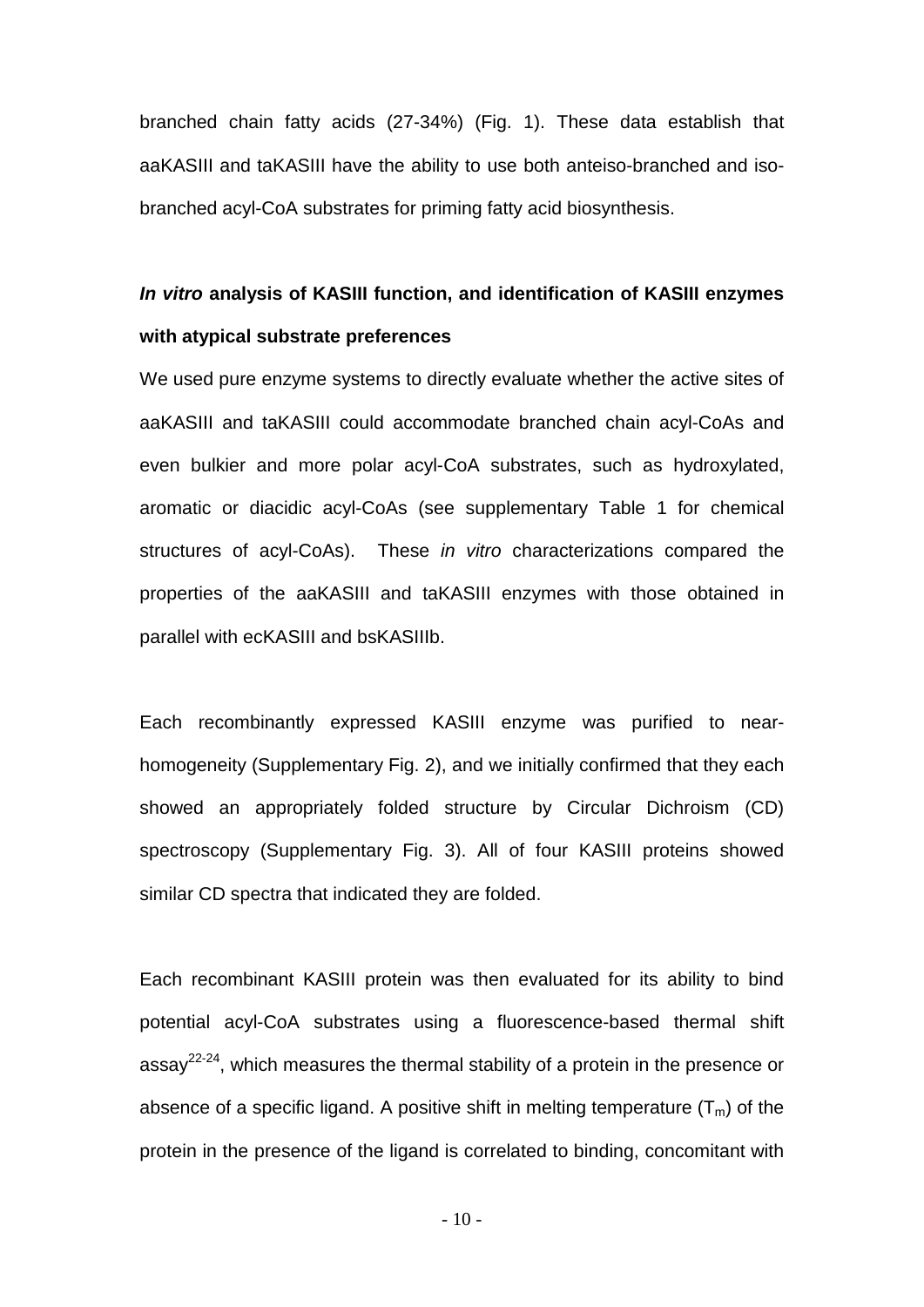branched chain fatty acids (27-34%) (Fig. 1). These data establish that aaKASIII and taKASIII have the ability to use both anteiso-branched and iso-branched acyl-CoA substrates for priming fatty acid biosynthesis.

### ***In vitro*** **analysis of KASIII function, and identification of KASIII enzymes with atypical substrate preferences**

We used pure enzyme systems to directly evaluate whether the active sites of aaKASIII and taKASIII could accommodate branched chain acyl-CoAs and even bulkier and more polar acyl-CoA substrates, such as hydroxylated, aromatic or diacidic acyl-CoAs (see supplementary Table 1 for chemical structures of acyl-CoAs). These *in vitro* characterizations compared the properties of the aaKASIII and taKASIII enzymes with those obtained in parallel with ecKASIII and bsKASIIIb.

Each recombinantly expressed KASIII enzyme was purified to near-homogeneity (Supplementary Fig. 2), and we initially confirmed that they each showed an appropriately folded structure by Circular Dichroism (CD) spectroscopy (Supplementary Fig. 3). All of four KASIII proteins showed similar CD spectra that indicated they are folded.

Each recombinant KASIII protein was then evaluated for its ability to bind potential acyl-CoA substrates using a fluorescence-based thermal shift assay[22-24], which measures the thermal stability of a protein in the presence or absence of a specific ligand. A positive shift in melting temperature ($T_m$) of the protein in the presence of the ligand is correlated to binding, concomitant with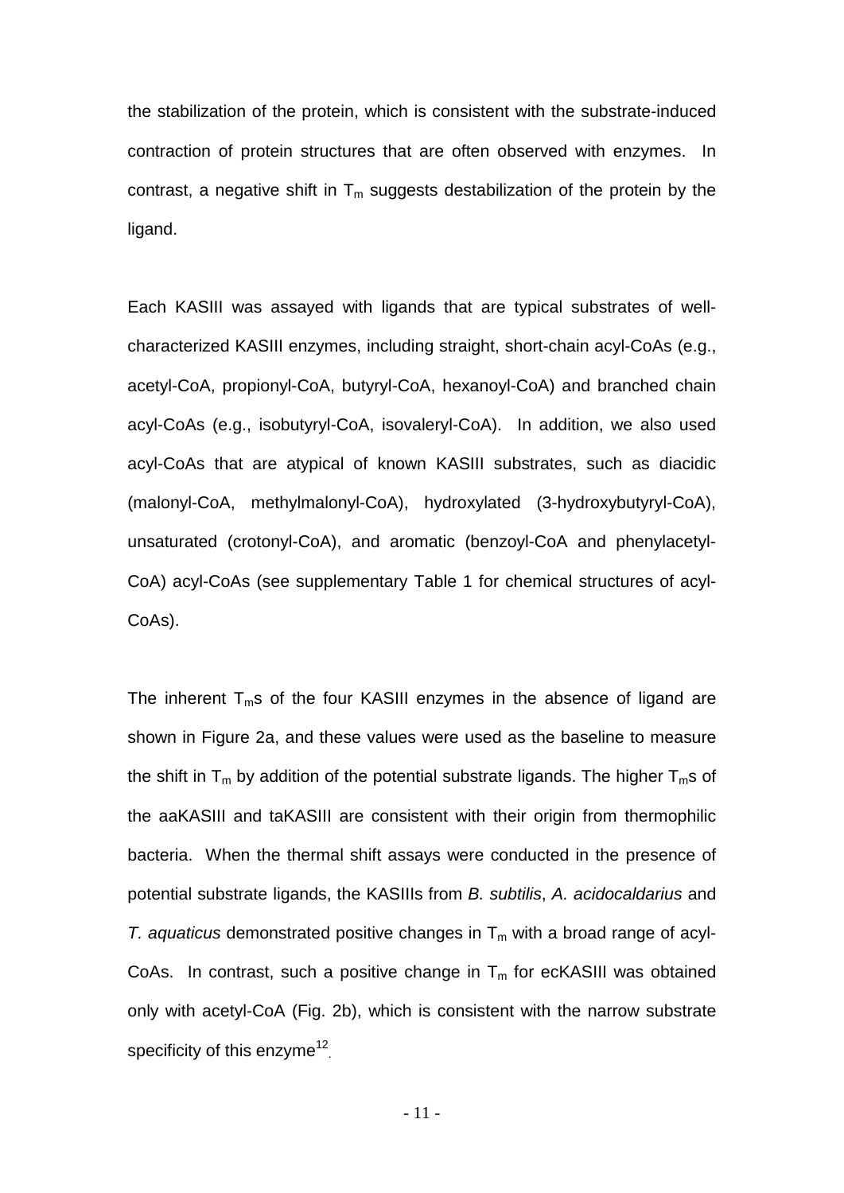the stabilization of the protein, which is consistent with the substrate-induced contraction of protein structures that are often observed with enzymes. In contrast, a negative shift in $T_m$ suggests destabilization of the protein by the ligand.

Each KASIII was assayed with ligands that are typical substrates of well-characterized KASIII enzymes, including straight, short-chain acyl-CoAs (e.g., acetyl-CoA, propionyl-CoA, butyryl-CoA, hexanoyl-CoA) and branched chain acyl-CoAs (e.g., isobutyryl-CoA, isovaleryl-CoA). In addition, we also used acyl-CoAs that are atypical of known KASIII substrates, such as diacidic (malonyl-CoA, methylmalonyl-CoA), hydroxylated (3-hydroxybutyryl-CoA), unsaturated (crotonyl-CoA), and aromatic (benzoyl-CoA and phenylacetyl-CoA) acyl-CoAs (see supplementary Table 1 for chemical structures of acyl-CoAs).

The inherent $T_m$s of the four KASIII enzymes in the absence of ligand are shown in Figure 2a, and these values were used as the baseline to measure the shift in $T_m$ by addition of the potential substrate ligands. The higher $T_m$s of the aaKASIII and taKASIII are consistent with their origin from thermophilic bacteria. When the thermal shift assays were conducted in the presence of potential substrate ligands, the KASIIIs from *B. subtilis*, *A. acidocaldarius* and *T. aquaticus* demonstrated positive changes in $T_m$ with a broad range of acyl-CoAs. In contrast, such a positive change in $T_m$ for ecKASIII was obtained only with acetyl-CoA (Fig. 2b), which is consistent with the narrow substrate specificity of this enzyme[12].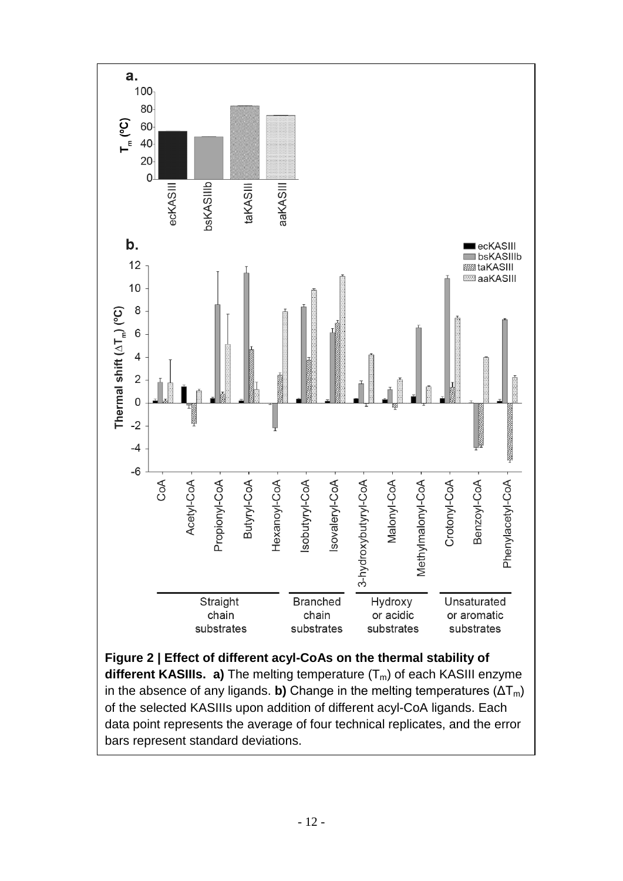**Figure 2 | Effect of different acyl-CoAs on the thermal stability of different KASIIIs. a)** The melting temperature ($T_m$) of each KASIII enzyme in the absence of any ligands. **b)** Change in the melting temperatures ($\Delta T_m$) of the selected KASIIIs upon addition of different acyl-CoA ligands. Each data point represents the average of four technical replicates, and the error bars represent standard deviations.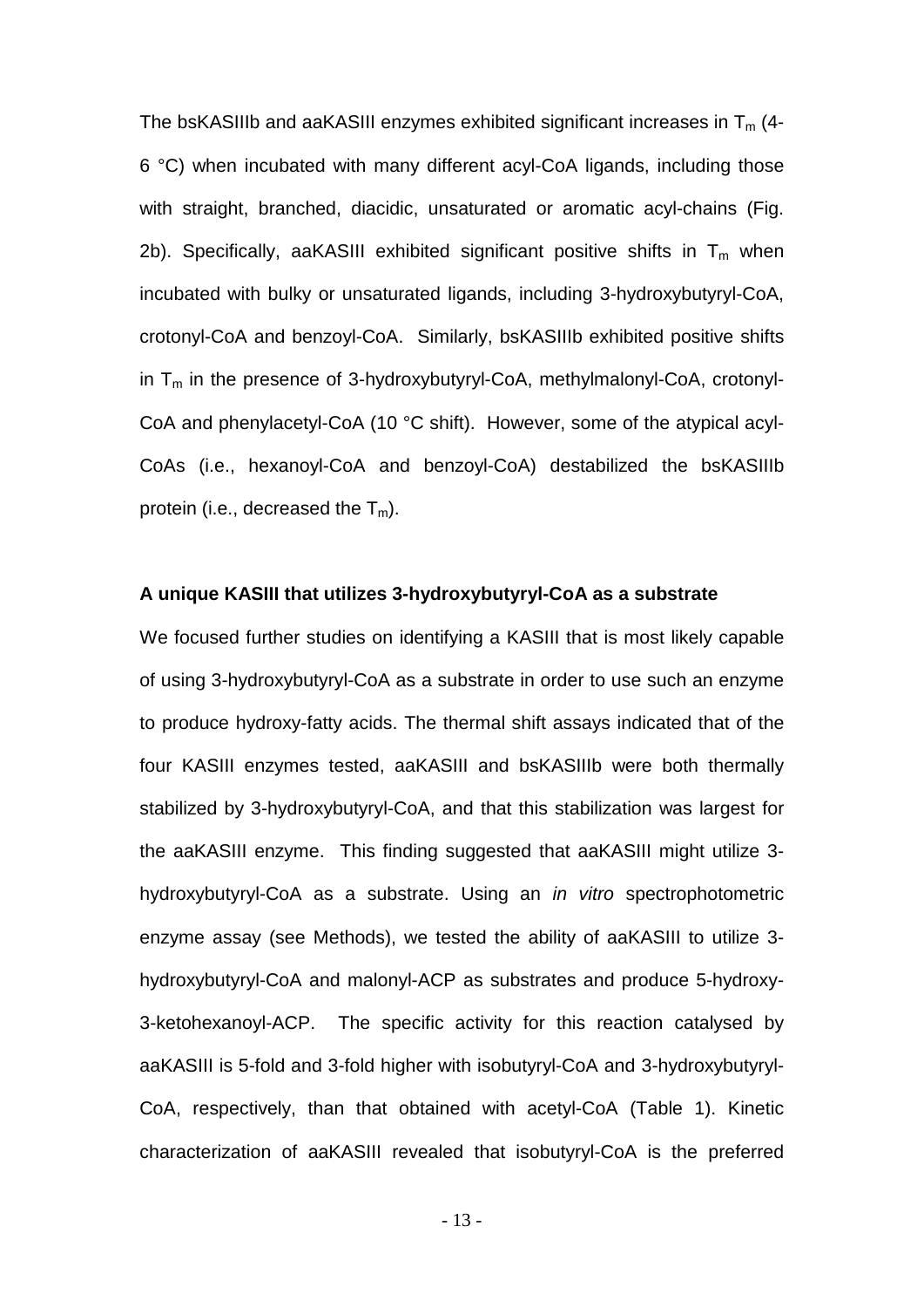The bsKASIIIb and aaKASIII enzymes exhibited significant increases in $T_m$ (4-6 °C) when incubated with many different acyl-CoA ligands, including those with straight, branched, diacidic, unsaturated or aromatic acyl-chains (Fig. 2b). Specifically, aaKASIII exhibited significant positive shifts in $T_m$ when incubated with bulky or unsaturated ligands, including 3-hydroxybutyryl-CoA, crotonyl-CoA and benzoyl-CoA. Similarly, bsKASIIIb exhibited positive shifts in $T_m$ in the presence of 3-hydroxybutyryl-CoA, methylmalonyl-CoA, crotonyl-CoA and phenylacetyl-CoA (10 °C shift). However, some of the atypical acyl-CoAs (i.e., hexanoyl-CoA and benzoyl-CoA) destabilized the bsKASIIIb protein (i.e., decreased the $T_m$).

**A unique KASIII that utilizes 3-hydroxybutyryl-CoA as a substrate**

We focused further studies on identifying a KASIII that is most likely capable of using 3-hydroxybutyryl-CoA as a substrate in order to use such an enzyme to produce hydroxy-fatty acids. The thermal shift assays indicated that of the four KASIII enzymes tested, aaKASIII and bsKASIIIb were both thermally stabilized by 3-hydroxybutyryl-CoA, and that this stabilization was largest for the aaKASIII enzyme. This finding suggested that aaKASIII might utilize 3-hydroxybutyryl-CoA as a substrate. Using an *in vitro* spectrophotometric enzyme assay (see Methods), we tested the ability of aaKASIII to utilize 3-hydroxybutyryl-CoA and malonyl-ACP as substrates and produce 5-hydroxy-3-ketohexanoyl-ACP. The specific activity for this reaction catalysed by aaKASIII is 5-fold and 3-fold higher with isobutyryl-CoA and 3-hydroxybutyryl-CoA, respectively, than that obtained with acetyl-CoA (Table 1). Kinetic characterization of aaKASIII revealed that isobutyryl-CoA is the preferred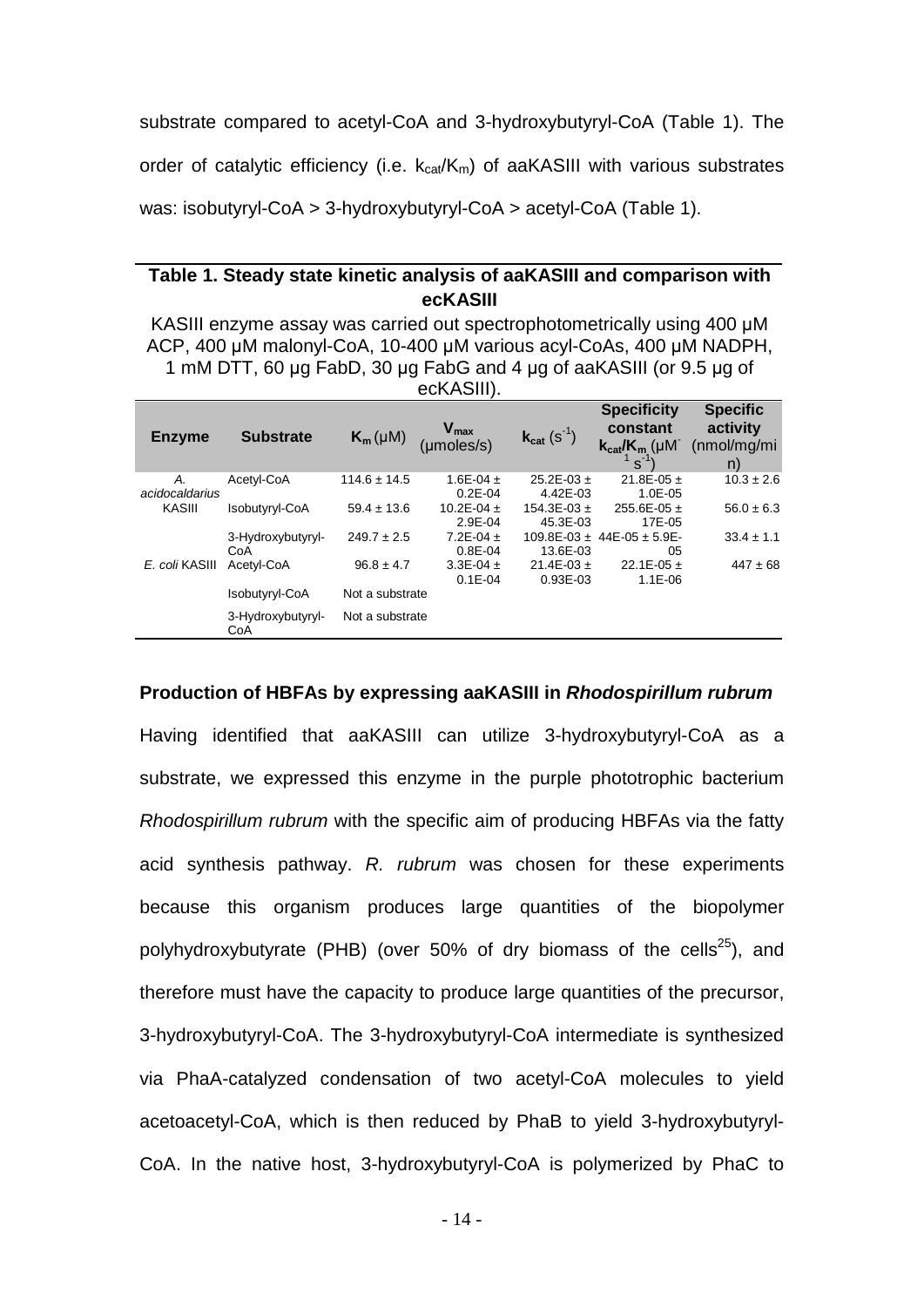substrate compared to acetyl-CoA and 3-hydroxybutyryl-CoA (Table 1). The order of catalytic efficiency (i.e. $k_{cat}/K_m$) of aaKASIII with various substrates was: isobutyryl-CoA > 3-hydroxybutyryl-CoA > acetyl-CoA (Table 1).

**Table 1. Steady state kinetic analysis of aaKASIII and comparison with ecKASIII**

KASIII enzyme assay was carried out spectrophotometrically using 400 μM ACP, 400 μM malonyl-CoA, 10-400 μM various acyl-CoAs, 400 μM NADPH, 1 mM DTT, 60 μg FabD, 30 μg FabG and 4 μg of aaKASIII (or 9.5 μg of ecKASIII).

| Enzyme | Substrate | $K_m$ (μM) | $V_{max}$ (μmoles/s) | $k_{cat}$ ($s^{-1}$) | Specificity constant $k_{cat}/K_m$ ($\mu M^{-1} s^{-1}$) | Specific activity (nmol/mg/min) |
|---|---|---|---|---|---|---|
| *A. acidocaldarius* KASIII | Acetyl-CoA | 114.6 ± 14.5 | 1.6E-04 ± 0.2E-04 | 25.2E-03 ± 4.42E-03 | 21.8E-05 ± 1.0E-05 | 10.3 ± 2.6 |
| | Isobutyryl-CoA | 59.4 ± 13.6 | 10.2E-04 ± 2.9E-04 | 154.3E-03 ± 45.3E-03 | 255.6E-05 ± 17E-05 | 56.0 ± 6.3 |
| | 3-Hydroxybutyryl-CoA | 249.7 ± 2.5 | 7.2E-04 ± 0.8E-04 | 109.8E-03 ± 13.6E-03 | 44E-05 ± 5.9E-05 | 33.4 ± 1.1 |
| *E. coli* KASIII | Acetyl-CoA | 96.8 ± 4.7 | 3.3E-04 ± 0.1E-04 | 21.4E-03 ± 0.93E-03 | 22.1E-05 ± 1.1E-06 | 447 ± 68 |
| | Isobutyryl-CoA | Not a substrate | | | | |
| | 3-Hydroxybutyryl-CoA | Not a substrate | | | | |

**Production of HBFAs by expressing aaKASIII in *Rhodospirillum rubrum***

Having identified that aaKASIII can utilize 3-hydroxybutyryl-CoA as a substrate, we expressed this enzyme in the purple phototrophic bacterium *Rhodospirillum rubrum* with the specific aim of producing HBFAs via the fatty acid synthesis pathway. *R. rubrum* was chosen for these experiments because this organism produces large quantities of the biopolymer polyhydroxybutyrate (PHB) (over 50% of dry biomass of the cells[25]), and therefore must have the capacity to produce large quantities of the precursor, 3-hydroxybutyryl-CoA. The 3-hydroxybutyryl-CoA intermediate is synthesized via PhaA-catalyzed condensation of two acetyl-CoA molecules to yield acetoacetyl-CoA, which is then reduced by PhaB to yield 3-hydroxybutyryl-CoA. In the native host, 3-hydroxybutyryl-CoA is polymerized by PhaC to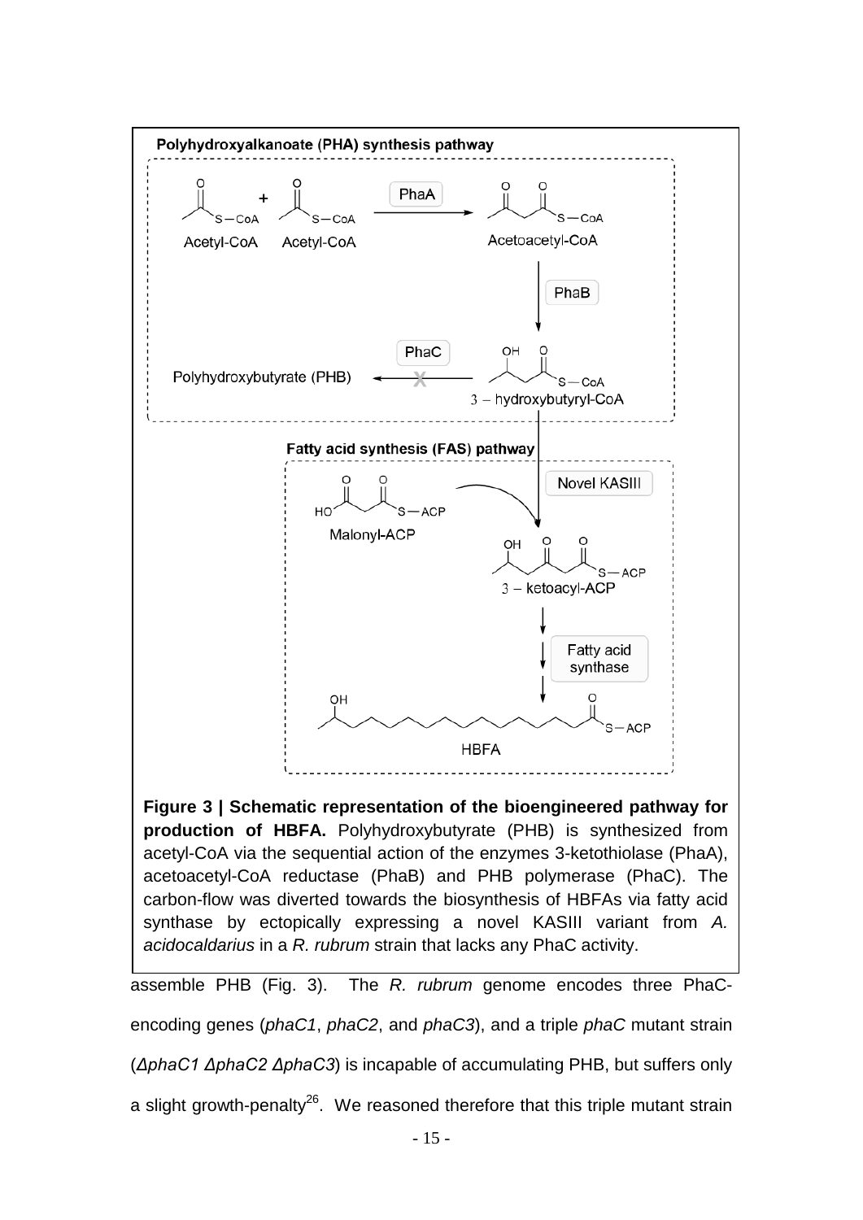**Figure 3 | Schematic representation of the bioengineered pathway for production of HBFA.** Polyhydroxybutyrate (PHB) is synthesized from acetyl-CoA via the sequential action of the enzymes 3-ketothiolase (PhaA), acetoacetyl-CoA reductase (PhaB) and PHB polymerase (PhaC). The carbon-flow was diverted towards the biosynthesis of HBFAs via fatty acid synthase by ectopically expressing a novel KASIII variant from *A. acidocaldarius* in a *R. rubrum* strain that lacks any PhaC activity.

assemble PHB (Fig. 3). The *R. rubrum* genome encodes three PhaC-encoding genes (*phaC1*, *phaC2*, and *phaC3*), and a triple *phaC* mutant strain (*ΔphaC1 ΔphaC2 ΔphaC3*) is incapable of accumulating PHB, but suffers only a slight growth-penalty[26]. We reasoned therefore that this triple mutant strain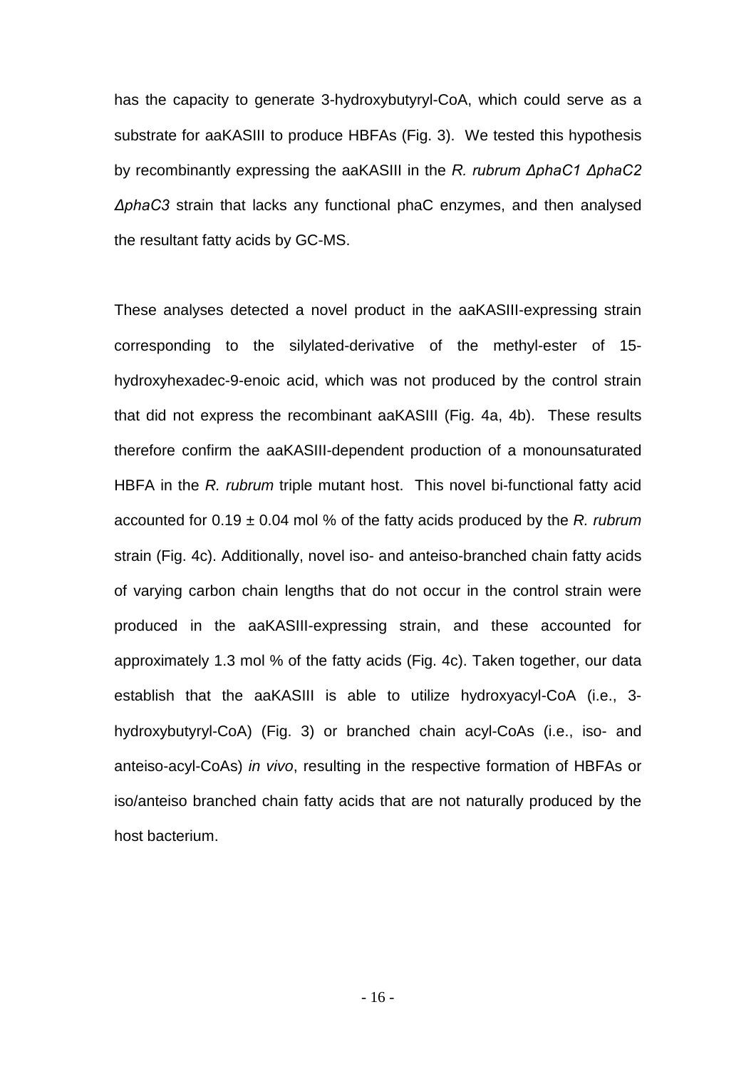has the capacity to generate 3-hydroxybutyryl-CoA, which could serve as a substrate for aaKASIII to produce HBFAs (Fig. 3). We tested this hypothesis by recombinantly expressing the aaKASIII in the *R. rubrum ΔphaC1 ΔphaC2 ΔphaC3* strain that lacks any functional phaC enzymes, and then analysed the resultant fatty acids by GC-MS.

These analyses detected a novel product in the aaKASIII-expressing strain corresponding to the silylated-derivative of the methyl-ester of 15-hydroxyhexadec-9-enoic acid, which was not produced by the control strain that did not express the recombinant aaKASIII (Fig. 4a, 4b). These results therefore confirm the aaKASIII-dependent production of a monounsaturated HBFA in the *R. rubrum* triple mutant host. This novel bi-functional fatty acid accounted for $0.19 \pm 0.04$ mol % of the fatty acids produced by the *R. rubrum* strain (Fig. 4c). Additionally, novel iso- and anteiso-branched chain fatty acids of varying carbon chain lengths that do not occur in the control strain were produced in the aaKASIII-expressing strain, and these accounted for approximately 1.3 mol % of the fatty acids (Fig. 4c). Taken together, our data establish that the aaKASIII is able to utilize hydroxyacyl-CoA (i.e., 3-hydroxybutyryl-CoA) (Fig. 3) or branched chain acyl-CoAs (i.e., iso- and anteiso-acyl-CoAs) *in vivo*, resulting in the respective formation of HBFAs or iso/anteiso branched chain fatty acids that are not naturally produced by the host bacterium.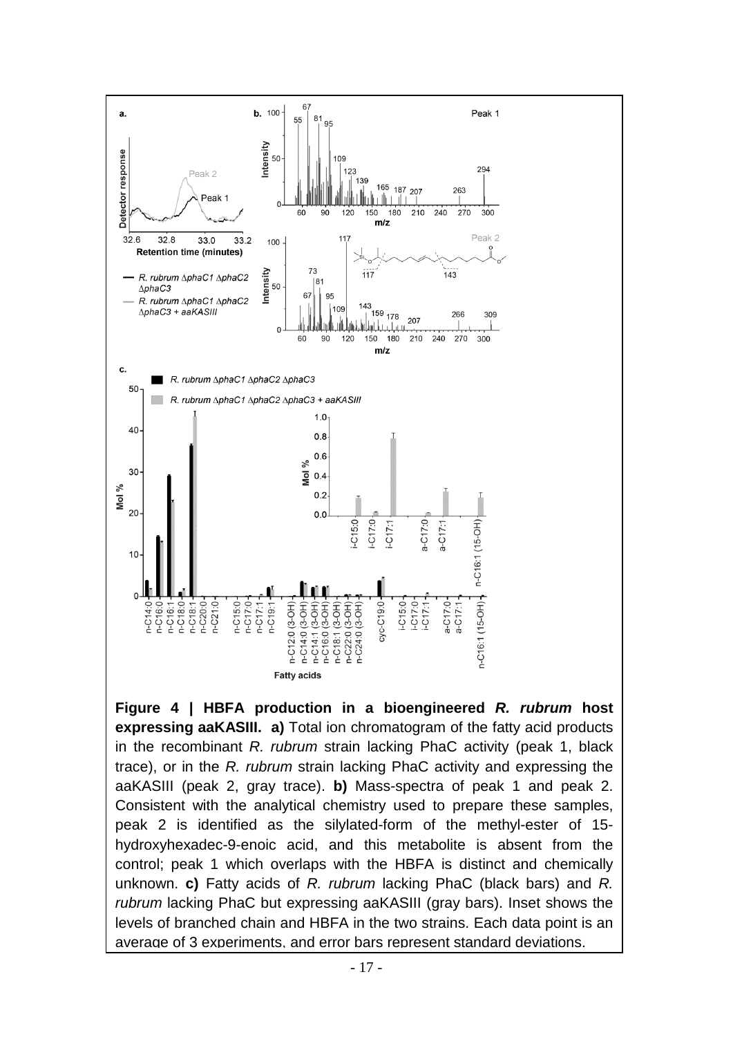**Figure 4 | HBFA production in a bioengineered *R. rubrum* host expressing aaKASIII. a)** Total ion chromatogram of the fatty acid products in the recombinant *R. rubrum* strain lacking PhaC activity (peak 1, black trace), or in the *R. rubrum* strain lacking PhaC activity and expressing the aaKASIII (peak 2, gray trace). **b)** Mass-spectra of peak 1 and peak 2. Consistent with the analytical chemistry used to prepare these samples, peak 2 is identified as the silylated-form of the methyl-ester of 15-hydroxyhexadec-9-enoic acid, and this metabolite is absent from the control; peak 1 which overlaps with the HBFA is distinct and chemically unknown. **c)** Fatty acids of *R. rubrum* lacking PhaC (black bars) and *R. rubrum* lacking PhaC but expressing aaKASIII (gray bars). Inset shows the levels of branched chain and HBFA in the two strains. Each data point is an average of 3 experiments, and error bars represent standard deviations.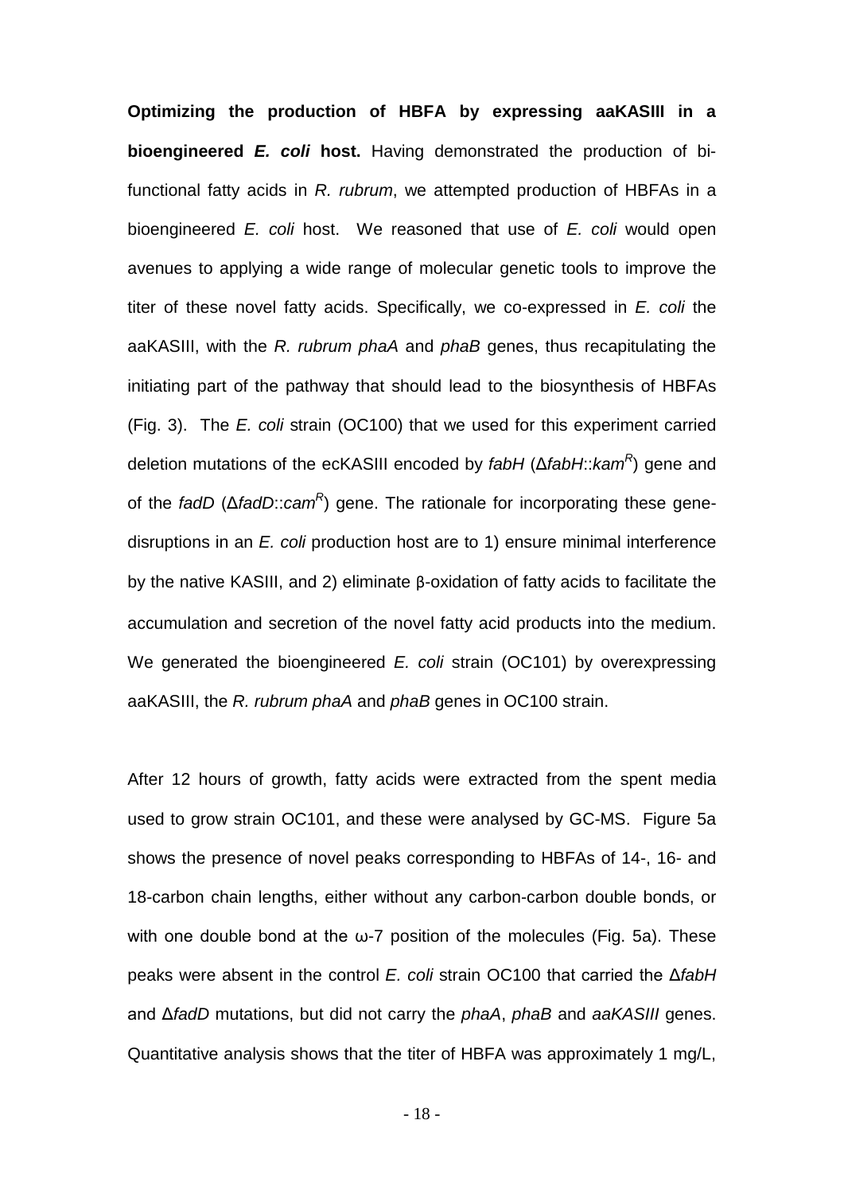**Optimizing the production of HBFA by expressing aaKASIII in a bioengineered *E. coli* host.** Having demonstrated the production of bi-functional fatty acids in *R. rubrum*, we attempted production of HBFAs in a bioengineered *E. coli* host. We reasoned that use of *E. coli* would open avenues to applying a wide range of molecular genetic tools to improve the titer of these novel fatty acids. Specifically, we co-expressed in *E. coli* the aaKASIII, with the *R. rubrum phaA* and *phaB* genes, thus recapitulating the initiating part of the pathway that should lead to the biosynthesis of HBFAs (Fig. 3). The *E. coli* strain (OC100) that we used for this experiment carried deletion mutations of the ecKASIII encoded by *fabH* (Δ*fabH*::*kam*$^R$) gene and of the *fadD* (Δ*fadD*::*cam*$^R$) gene. The rationale for incorporating these gene-disruptions in an *E. coli* production host are to 1) ensure minimal interference by the native KASIII, and 2) eliminate β-oxidation of fatty acids to facilitate the accumulation and secretion of the novel fatty acid products into the medium. We generated the bioengineered *E. coli* strain (OC101) by overexpressing aaKASIII, the *R. rubrum phaA* and *phaB* genes in OC100 strain.

After 12 hours of growth, fatty acids were extracted from the spent media used to grow strain OC101, and these were analysed by GC-MS. Figure 5a shows the presence of novel peaks corresponding to HBFAs of 14-, 16- and 18-carbon chain lengths, either without any carbon-carbon double bonds, or with one double bond at the ω-7 position of the molecules (Fig. 5a). These peaks were absent in the control *E. coli* strain OC100 that carried the Δ*fabH* and Δ*fadD* mutations, but did not carry the *phaA*, *phaB* and *aaKASIII* genes. Quantitative analysis shows that the titer of HBFA was approximately 1 mg/L,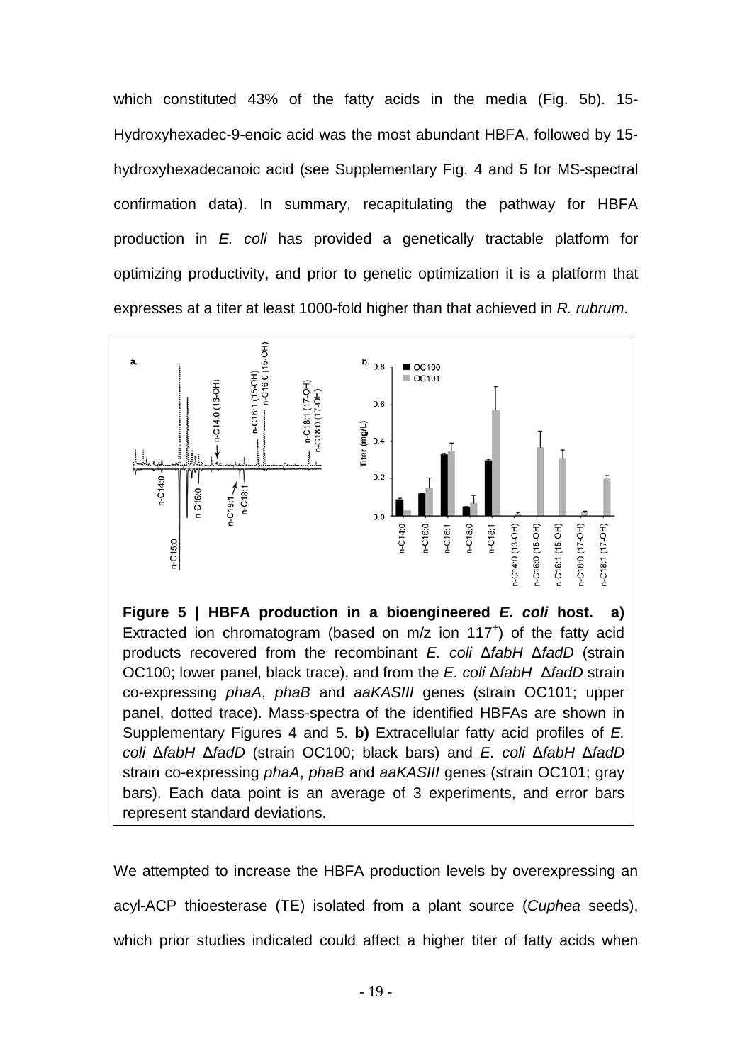which constituted 43% of the fatty acids in the media (Fig. 5b). 15-Hydroxyhexadec-9-enoic acid was the most abundant HBFA, followed by 15-hydroxyhexadecanoic acid (see Supplementary Fig. 4 and 5 for MS-spectral confirmation data). In summary, recapitulating the pathway for HBFA production in *E. coli* has provided a genetically tractable platform for optimizing productivity, and prior to genetic optimization it is a platform that expresses at a titer at least 1000-fold higher than that achieved in *R. rubrum*.

**Figure 5 | HBFA production in a bioengineered *E. coli* host. a)** Extracted ion chromatogram (based on m/z ion $117^{+}$) of the fatty acid products recovered from the recombinant *E. coli* Δ*fabH* Δ*fadD* (strain OC100; lower panel, black trace), and from the *E. coli* Δ*fabH* Δ*fadD* strain co-expressing *phaA*, *phaB* and *aaKASIII* genes (strain OC101; upper panel, dotted trace). Mass-spectra of the identified HBFAs are shown in Supplementary Figures 4 and 5. **b)** Extracellular fatty acid profiles of *E. coli* Δ*fabH* Δ*fadD* (strain OC100; black bars) and *E. coli* Δ*fabH* Δ*fadD* strain co-expressing *phaA*, *phaB* and *aaKASIII* genes (strain OC101; gray bars). Each data point is an average of 3 experiments, and error bars represent standard deviations.

We attempted to increase the HBFA production levels by overexpressing an acyl-ACP thioesterase (TE) isolated from a plant source (*Cuphea* seeds), which prior studies indicated could affect a higher titer of fatty acids when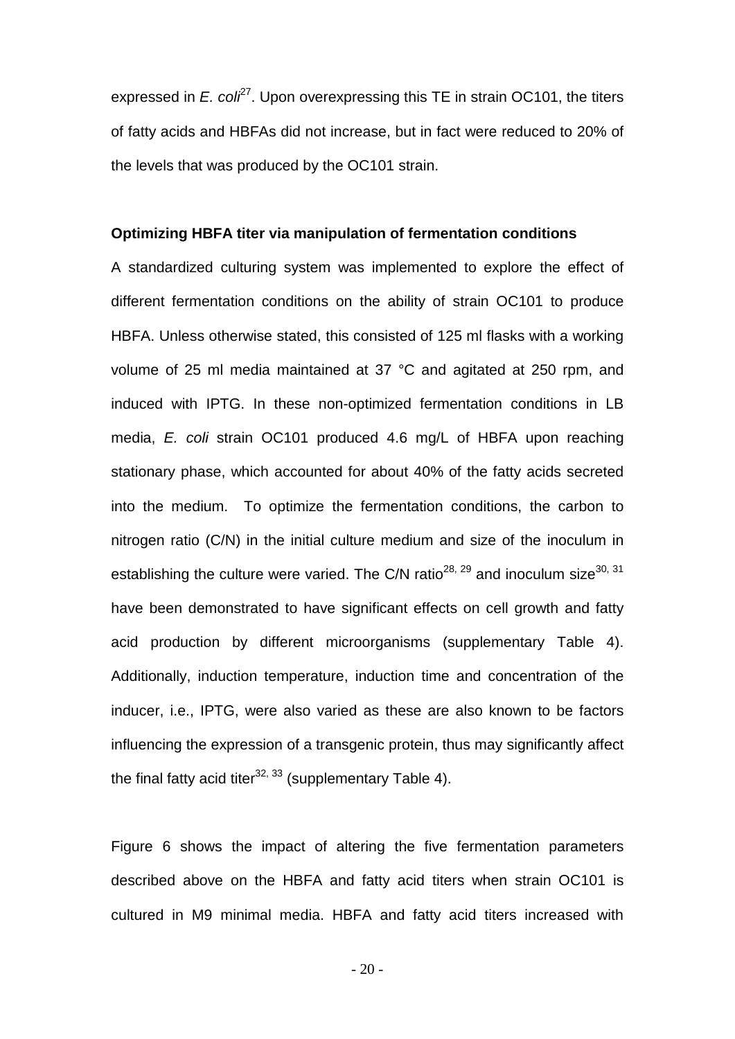expressed in *E. coli*[27]. Upon overexpressing this TE in strain OC101, the titers of fatty acids and HBFAs did not increase, but in fact were reduced to 20% of the levels that was produced by the OC101 strain.

**Optimizing HBFA titer via manipulation of fermentation conditions**

A standardized culturing system was implemented to explore the effect of different fermentation conditions on the ability of strain OC101 to produce HBFA. Unless otherwise stated, this consisted of 125 ml flasks with a working volume of 25 ml media maintained at 37 °C and agitated at 250 rpm, and induced with IPTG. In these non-optimized fermentation conditions in LB media, *E. coli* strain OC101 produced 4.6 mg/L of HBFA upon reaching stationary phase, which accounted for about 40% of the fatty acids secreted into the medium. To optimize the fermentation conditions, the carbon to nitrogen ratio (C/N) in the initial culture medium and size of the inoculum in establishing the culture were varied. The C/N ratio[28, 29] and inoculum size[30, 31] have been demonstrated to have significant effects on cell growth and fatty acid production by different microorganisms (supplementary Table 4). Additionally, induction temperature, induction time and concentration of the inducer, i.e., IPTG, were also varied as these are also known to be factors influencing the expression of a transgenic protein, thus may significantly affect the final fatty acid titer[32, 33] (supplementary Table 4).

Figure 6 shows the impact of altering the five fermentation parameters described above on the HBFA and fatty acid titers when strain OC101 is cultured in M9 minimal media. HBFA and fatty acid titers increased with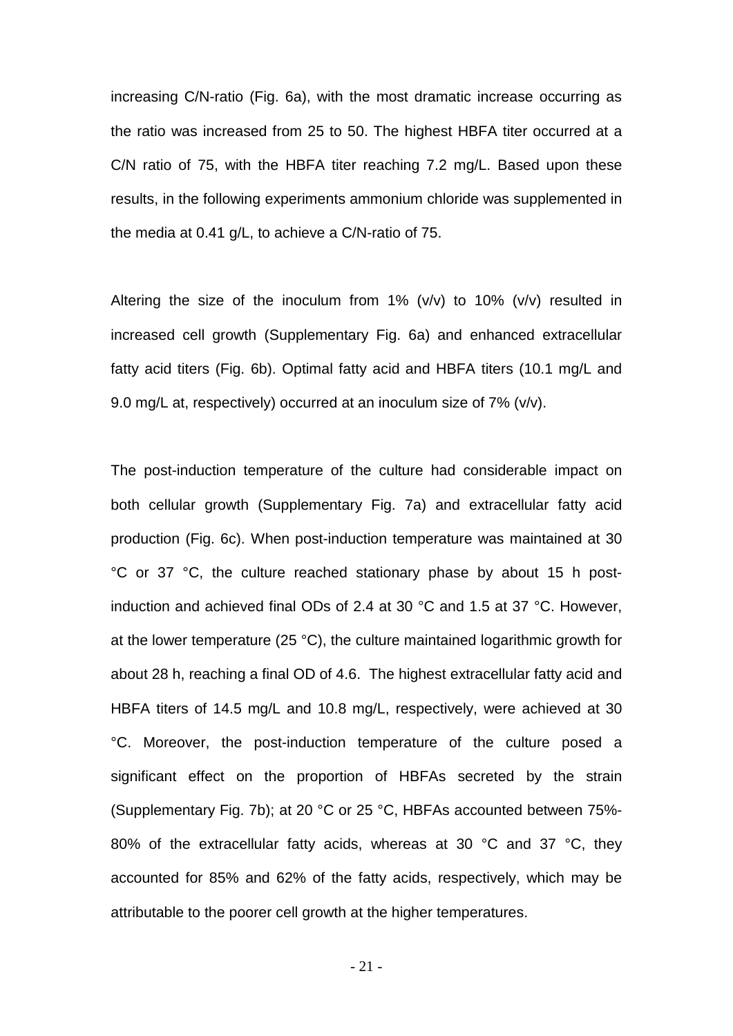increasing C/N-ratio (Fig. 6a), with the most dramatic increase occurring as the ratio was increased from 25 to 50. The highest HBFA titer occurred at a C/N ratio of 75, with the HBFA titer reaching 7.2 mg/L. Based upon these results, in the following experiments ammonium chloride was supplemented in the media at 0.41 g/L, to achieve a C/N-ratio of 75.

Altering the size of the inoculum from 1% (v/v) to 10% (v/v) resulted in increased cell growth (Supplementary Fig. 6a) and enhanced extracellular fatty acid titers (Fig. 6b). Optimal fatty acid and HBFA titers (10.1 mg/L and 9.0 mg/L at, respectively) occurred at an inoculum size of 7% (v/v).

The post-induction temperature of the culture had considerable impact on both cellular growth (Supplementary Fig. 7a) and extracellular fatty acid production (Fig. 6c). When post-induction temperature was maintained at 30 °C or 37 °C, the culture reached stationary phase by about 15 h post-induction and achieved final ODs of 2.4 at 30 °C and 1.5 at 37 °C. However, at the lower temperature (25 °C), the culture maintained logarithmic growth for about 28 h, reaching a final OD of 4.6. The highest extracellular fatty acid and HBFA titers of 14.5 mg/L and 10.8 mg/L, respectively, were achieved at 30 °C. Moreover, the post-induction temperature of the culture posed a significant effect on the proportion of HBFAs secreted by the strain (Supplementary Fig. 7b); at 20 °C or 25 °C, HBFAs accounted between 75%-80% of the extracellular fatty acids, whereas at 30 °C and 37 °C, they accounted for 85% and 62% of the fatty acids, respectively, which may be attributable to the poorer cell growth at the higher temperatures.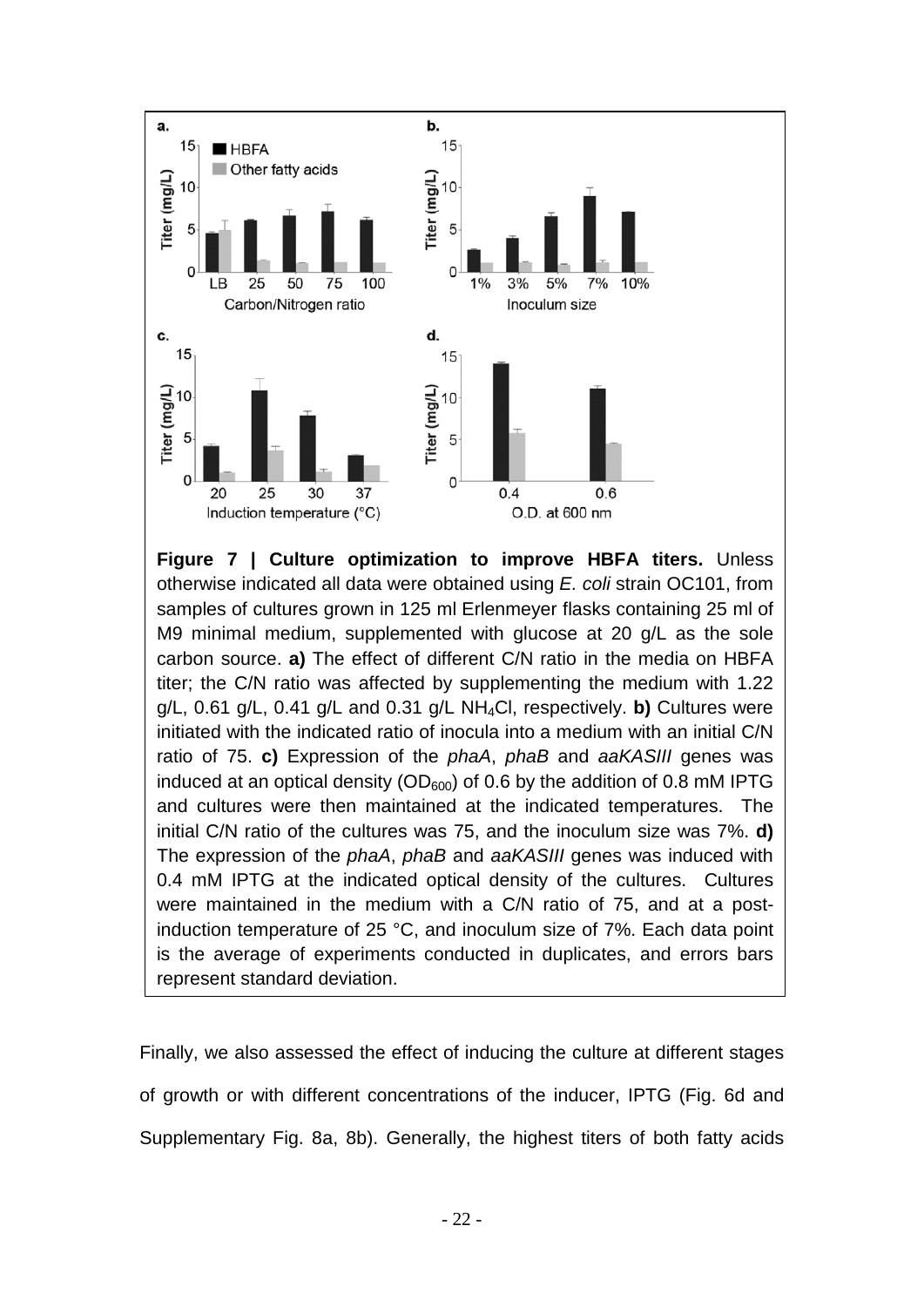**Figure 7 | Culture optimization to improve HBFA titers.** Unless otherwise indicated all data were obtained using *E. coli* strain OC101, from samples of cultures grown in 125 ml Erlenmeyer flasks containing 25 ml of M9 minimal medium, supplemented with glucose at 20 g/L as the sole carbon source. **a)** The effect of different C/N ratio in the media on HBFA titer; the C/N ratio was affected by supplementing the medium with 1.22 g/L, 0.61 g/L, 0.41 g/L and 0.31 g/L $NH_4Cl$, respectively. **b)** Cultures were initiated with the indicated ratio of inocula into a medium with an initial C/N ratio of 75. **c)** Expression of the *phaA*, *phaB* and *aaKASIII* genes was induced at an optical density ($OD_{600}$) of 0.6 by the addition of 0.8 mM IPTG and cultures were then maintained at the indicated temperatures. The initial C/N ratio of the cultures was 75, and the inoculum size was 7%. **d)** The expression of the *phaA*, *phaB* and *aaKASIII* genes was induced with 0.4 mM IPTG at the indicated optical density of the cultures. Cultures were maintained in the medium with a C/N ratio of 75, and at a post-induction temperature of 25 °C, and inoculum size of 7%. Each data point is the average of experiments conducted in duplicates, and errors bars represent standard deviation.

Finally, we also assessed the effect of inducing the culture at different stages of growth or with different concentrations of the inducer, IPTG (Fig. 6d and Supplementary Fig. 8a, 8b). Generally, the highest titers of both fatty acids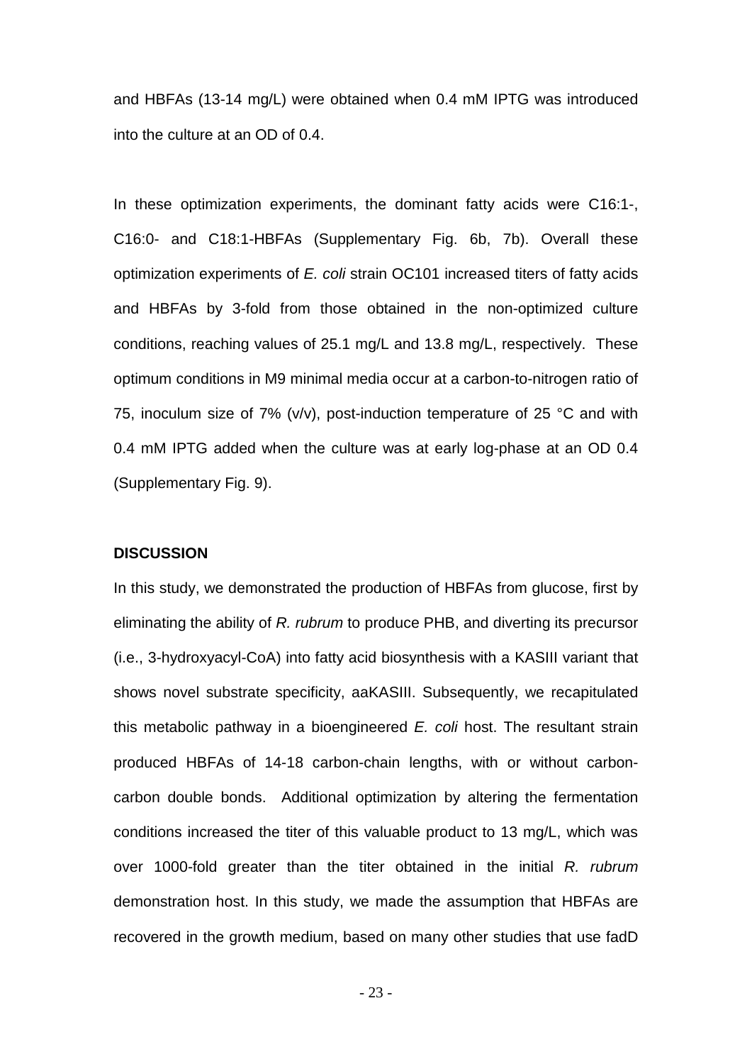and HBFAs (13-14 mg/L) were obtained when 0.4 mM IPTG was introduced into the culture at an OD of 0.4.

In these optimization experiments, the dominant fatty acids were C16:1-, C16:0- and C18:1-HBFAs (Supplementary Fig. 6b, 7b). Overall these optimization experiments of *E. coli* strain OC101 increased titers of fatty acids and HBFAs by 3-fold from those obtained in the non-optimized culture conditions, reaching values of 25.1 mg/L and 13.8 mg/L, respectively. These optimum conditions in M9 minimal media occur at a carbon-to-nitrogen ratio of 75, inoculum size of 7% (v/v), post-induction temperature of 25 °C and with 0.4 mM IPTG added when the culture was at early log-phase at an OD 0.4 (Supplementary Fig. 9).

## DISCUSSION

In this study, we demonstrated the production of HBFAs from glucose, first by eliminating the ability of *R. rubrum* to produce PHB, and diverting its precursor (i.e., 3-hydroxyacyl-CoA) into fatty acid biosynthesis with a KASIII variant that shows novel substrate specificity, aaKASIII. Subsequently, we recapitulated this metabolic pathway in a bioengineered *E. coli* host. The resultant strain produced HBFAs of 14-18 carbon-chain lengths, with or without carbon-carbon double bonds. Additional optimization by altering the fermentation conditions increased the titer of this valuable product to 13 mg/L, which was over 1000-fold greater than the titer obtained in the initial *R. rubrum* demonstration host. In this study, we made the assumption that HBFAs are recovered in the growth medium, based on many other studies that use fadD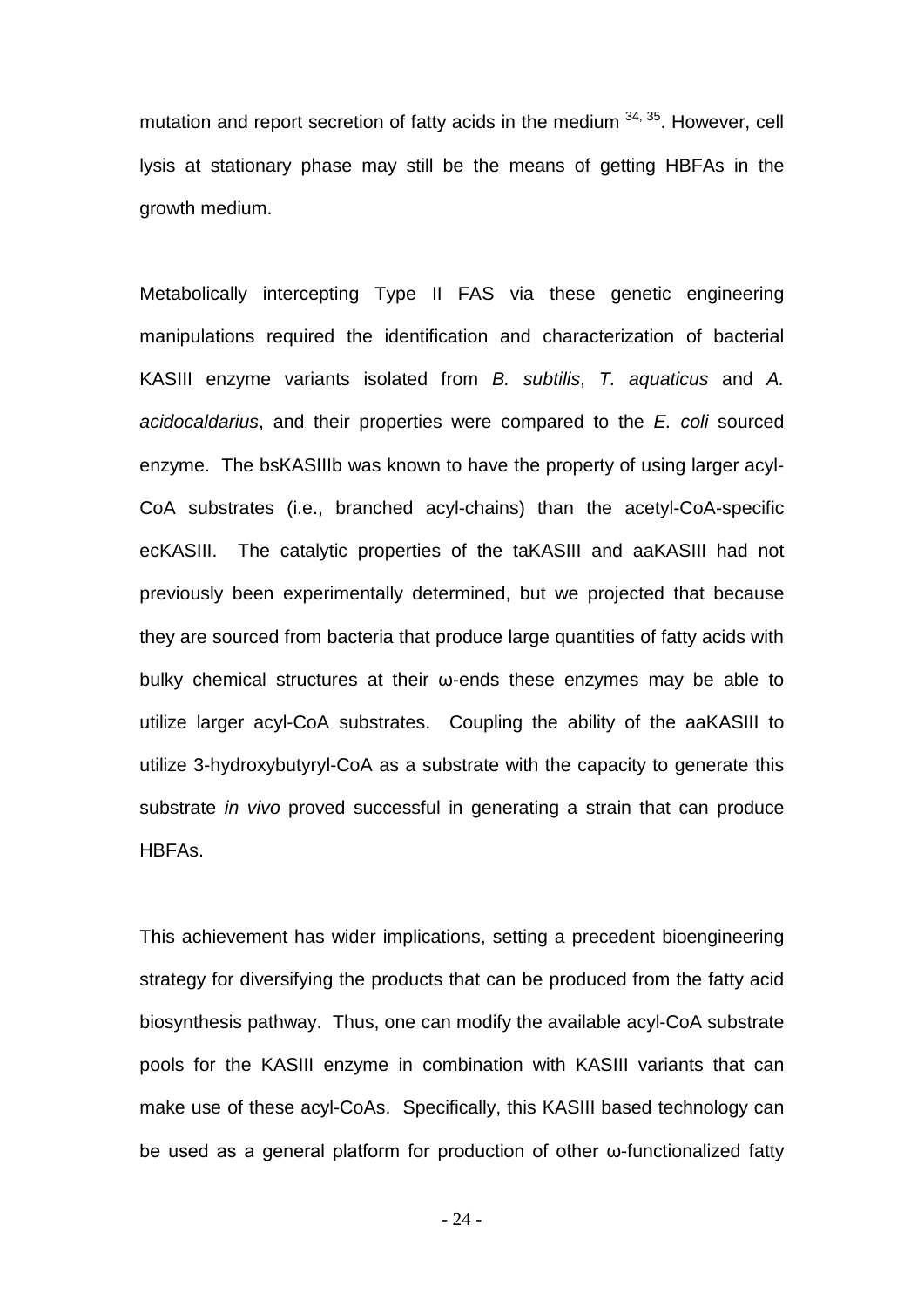mutation and report secretion of fatty acids in the medium [34, 35]. However, cell lysis at stationary phase may still be the means of getting HBFAs in the growth medium.

Metabolically intercepting Type II FAS via these genetic engineering manipulations required the identification and characterization of bacterial KASIII enzyme variants isolated from *B. subtilis*, *T. aquaticus* and *A. acidocaldarius*, and their properties were compared to the *E. coli* sourced enzyme. The bsKASIIIb was known to have the property of using larger acyl-CoA substrates (i.e., branched acyl-chains) than the acetyl-CoA-specific ecKASIII. The catalytic properties of the taKASIII and aaKASIII had not previously been experimentally determined, but we projected that because they are sourced from bacteria that produce large quantities of fatty acids with bulky chemical structures at their ω-ends these enzymes may be able to utilize larger acyl-CoA substrates. Coupling the ability of the aaKASIII to utilize 3-hydroxybutyryl-CoA as a substrate with the capacity to generate this substrate *in vivo* proved successful in generating a strain that can produce HBFAs.

This achievement has wider implications, setting a precedent bioengineering strategy for diversifying the products that can be produced from the fatty acid biosynthesis pathway. Thus, one can modify the available acyl-CoA substrate pools for the KASIII enzyme in combination with KASIII variants that can make use of these acyl-CoAs. Specifically, this KASIII based technology can be used as a general platform for production of other ω-functionalized fatty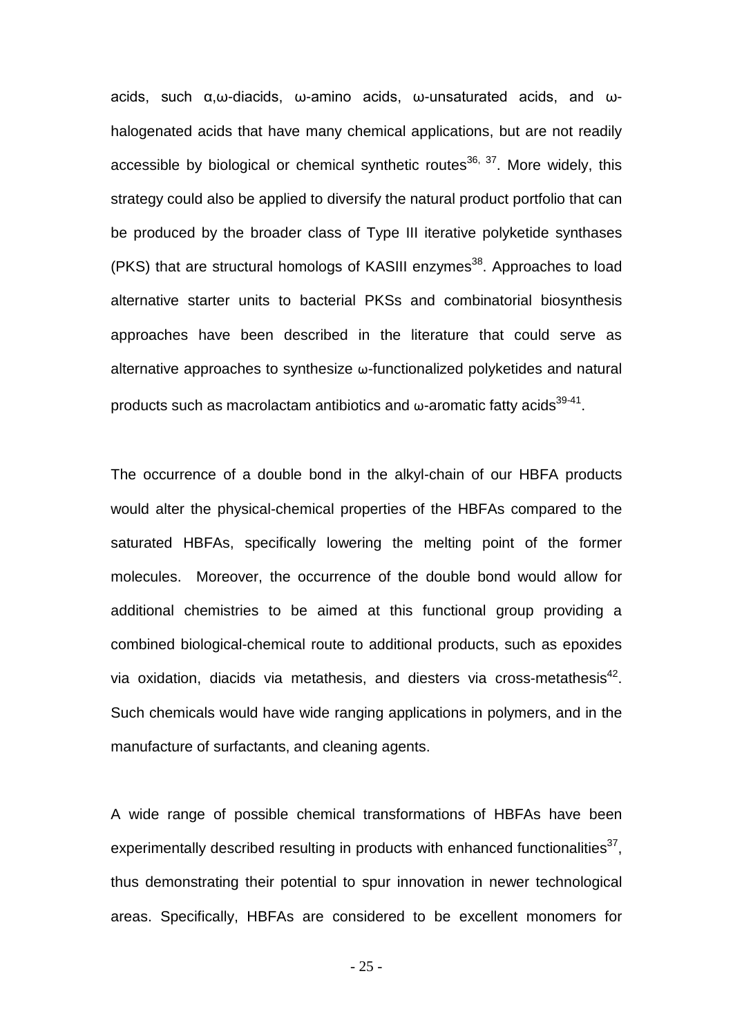acids, such α,ω-diacids, ω-amino acids, ω-unsaturated acids, and ω-halogenated acids that have many chemical applications, but are not readily accessible by biological or chemical synthetic routes[36, 37]. More widely, this strategy could also be applied to diversify the natural product portfolio that can be produced by the broader class of Type III iterative polyketide synthases (PKS) that are structural homologs of KASIII enzymes[38]. Approaches to load alternative starter units to bacterial PKSs and combinatorial biosynthesis approaches have been described in the literature that could serve as alternative approaches to synthesize ω-functionalized polyketides and natural products such as macrolactam antibiotics and ω-aromatic fatty acids[39-41].

The occurrence of a double bond in the alkyl-chain of our HBFA products would alter the physical-chemical properties of the HBFAs compared to the saturated HBFAs, specifically lowering the melting point of the former molecules. Moreover, the occurrence of the double bond would allow for additional chemistries to be aimed at this functional group providing a combined biological-chemical route to additional products, such as epoxides via oxidation, diacids via metathesis, and diesters via cross-metathesis[42]. Such chemicals would have wide ranging applications in polymers, and in the manufacture of surfactants, and cleaning agents.

A wide range of possible chemical transformations of HBFAs have been experimentally described resulting in products with enhanced functionalities[37], thus demonstrating their potential to spur innovation in newer technological areas. Specifically, HBFAs are considered to be excellent monomers for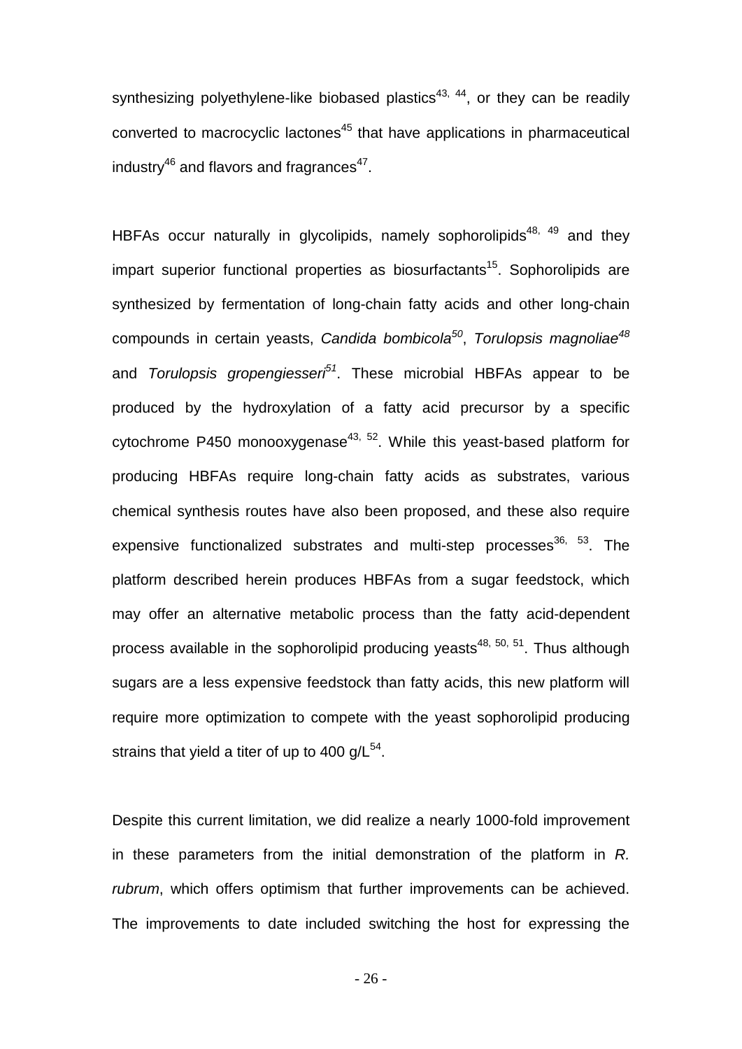synthesizing polyethylene-like biobased plastics[43, 44], or they can be readily converted to macrocyclic lactones[45] that have applications in pharmaceutical industry[46] and flavors and fragrances[47].

HBFAs occur naturally in glycolipids, namely sophorolipids[48, 49] and they impart superior functional properties as biosurfactants[15]. Sophorolipids are synthesized by fermentation of long-chain fatty acids and other long-chain compounds in certain yeasts, *Candida bombicola*[50], *Torulopsis magnoliae*[48] and *Torulopsis gropengiesseri*[51]. These microbial HBFAs appear to be produced by the hydroxylation of a fatty acid precursor by a specific cytochrome P450 monooxygenase[43, 52]. While this yeast-based platform for producing HBFAs require long-chain fatty acids as substrates, various chemical synthesis routes have also been proposed, and these also require expensive functionalized substrates and multi-step processes[36, 53]. The platform described herein produces HBFAs from a sugar feedstock, which may offer an alternative metabolic process than the fatty acid-dependent process available in the sophorolipid producing yeasts[48, 50, 51]. Thus although sugars are a less expensive feedstock than fatty acids, this new platform will require more optimization to compete with the yeast sophorolipid producing strains that yield a titer of up to 400 g/L[54].

Despite this current limitation, we did realize a nearly 1000-fold improvement in these parameters from the initial demonstration of the platform in *R. rubrum*, which offers optimism that further improvements can be achieved. The improvements to date included switching the host for expressing the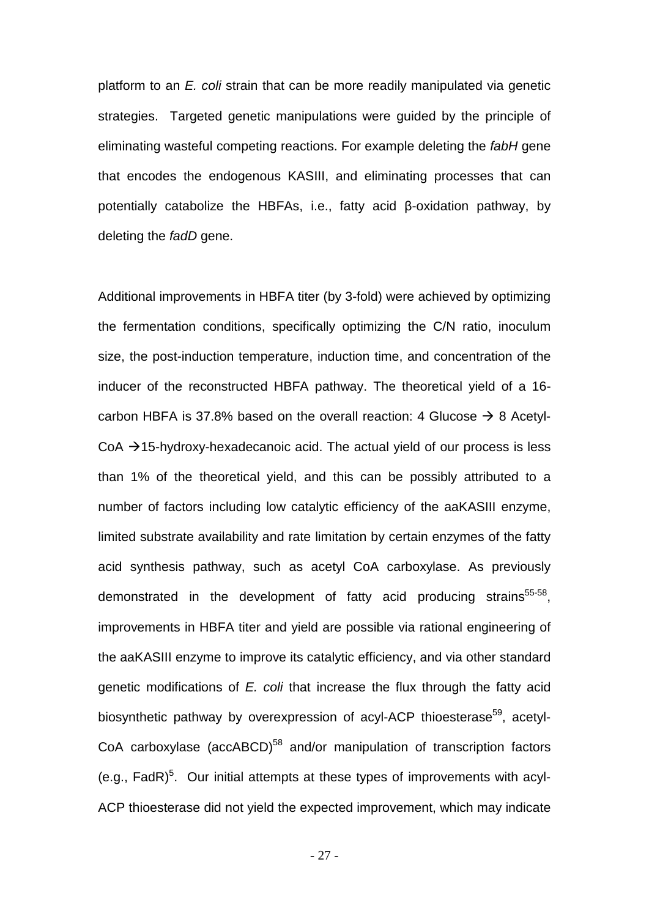platform to an *E. coli* strain that can be more readily manipulated via genetic strategies. Targeted genetic manipulations were guided by the principle of eliminating wasteful competing reactions. For example deleting the *fabH* gene that encodes the endogenous KASIII, and eliminating processes that can potentially catabolize the HBFAs, i.e., fatty acid β-oxidation pathway, by deleting the *fadD* gene.

Additional improvements in HBFA titer (by 3-fold) were achieved by optimizing the fermentation conditions, specifically optimizing the C/N ratio, inoculum size, the post-induction temperature, induction time, and concentration of the inducer of the reconstructed HBFA pathway. The theoretical yield of a 16-carbon HBFA is 37.8% based on the overall reaction: 4 Glucose → 8 Acetyl-CoA →15-hydroxy-hexadecanoic acid. The actual yield of our process is less than 1% of the theoretical yield, and this can be possibly attributed to a number of factors including low catalytic efficiency of the aaKASIII enzyme, limited substrate availability and rate limitation by certain enzymes of the fatty acid synthesis pathway, such as acetyl CoA carboxylase. As previously demonstrated in the development of fatty acid producing strains[55-58], improvements in HBFA titer and yield are possible via rational engineering of the aaKASIII enzyme to improve its catalytic efficiency, and via other standard genetic modifications of *E. coli* that increase the flux through the fatty acid biosynthetic pathway by overexpression of acyl-ACP thioesterase[59], acetyl-CoA carboxylase (accABCD)[58] and/or manipulation of transcription factors (e.g., FadR)[5]. Our initial attempts at these types of improvements with acyl-ACP thioesterase did not yield the expected improvement, which may indicate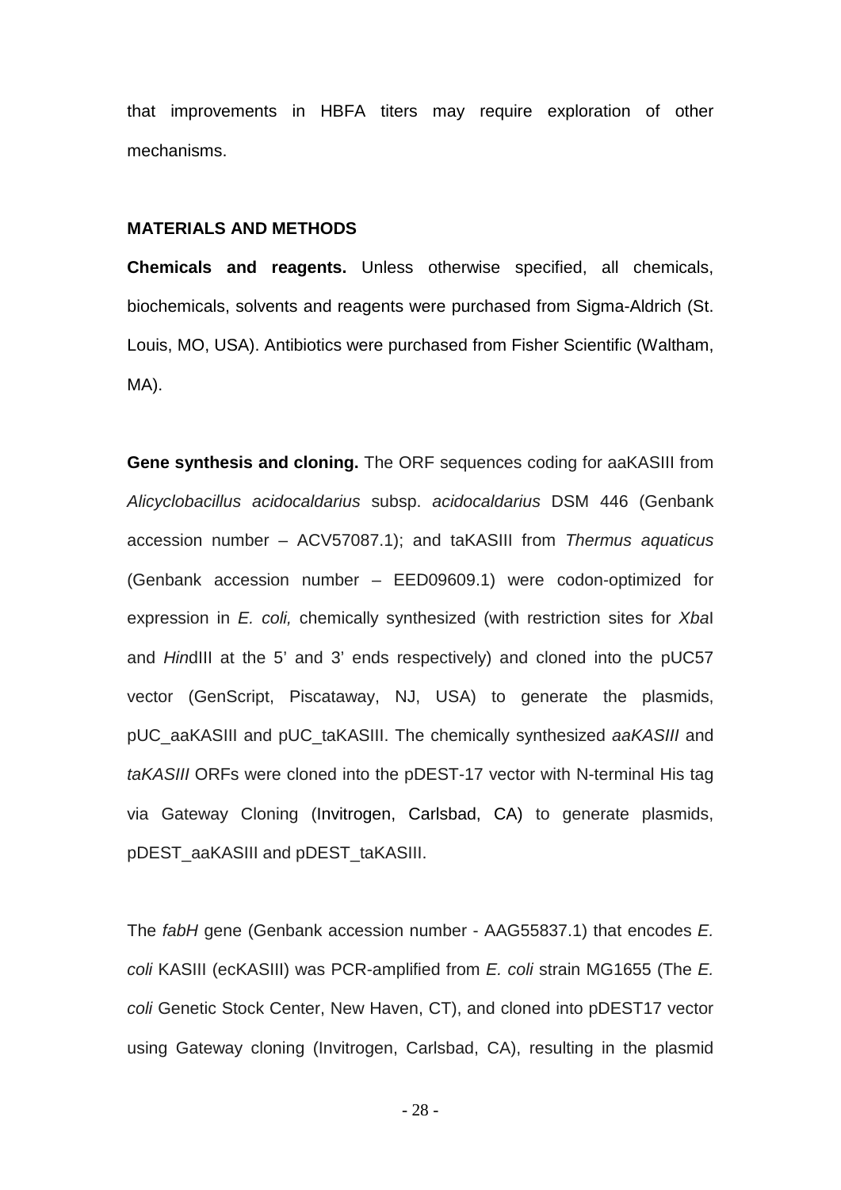that improvements in HBFA titers may require exploration of other mechanisms.

## MATERIALS AND METHODS

**Chemicals and reagents.** Unless otherwise specified, all chemicals, biochemicals, solvents and reagents were purchased from Sigma-Aldrich (St. Louis, MO, USA). Antibiotics were purchased from Fisher Scientific (Waltham, MA).

**Gene synthesis and cloning.** The ORF sequences coding for aaKASIII from *Alicyclobacillus acidocaldarius* subsp. *acidocaldarius* DSM 446 (Genbank accession number – ACV57087.1); and taKASIII from *Thermus aquaticus* (Genbank accession number – EED09609.1) were codon-optimized for expression in *E. coli,* chemically synthesized (with restriction sites for *Xba*I and *Hin*dIII at the 5' and 3' ends respectively) and cloned into the pUC57 vector (GenScript, Piscataway, NJ, USA) to generate the plasmids, pUC_aaKASIII and pUC_taKASIII. The chemically synthesized *aaKASIII* and *taKASIII* ORFs were cloned into the pDEST-17 vector with N-terminal His tag via Gateway Cloning (Invitrogen, Carlsbad, CA) to generate plasmids, pDEST_aaKASIII and pDEST_taKASIII.

The *fabH* gene (Genbank accession number - AAG55837.1) that encodes *E. coli* KASIII (ecKASIII) was PCR-amplified from *E. coli* strain MG1655 (The *E. coli* Genetic Stock Center, New Haven, CT), and cloned into pDEST17 vector using Gateway cloning (Invitrogen, Carlsbad, CA), resulting in the plasmid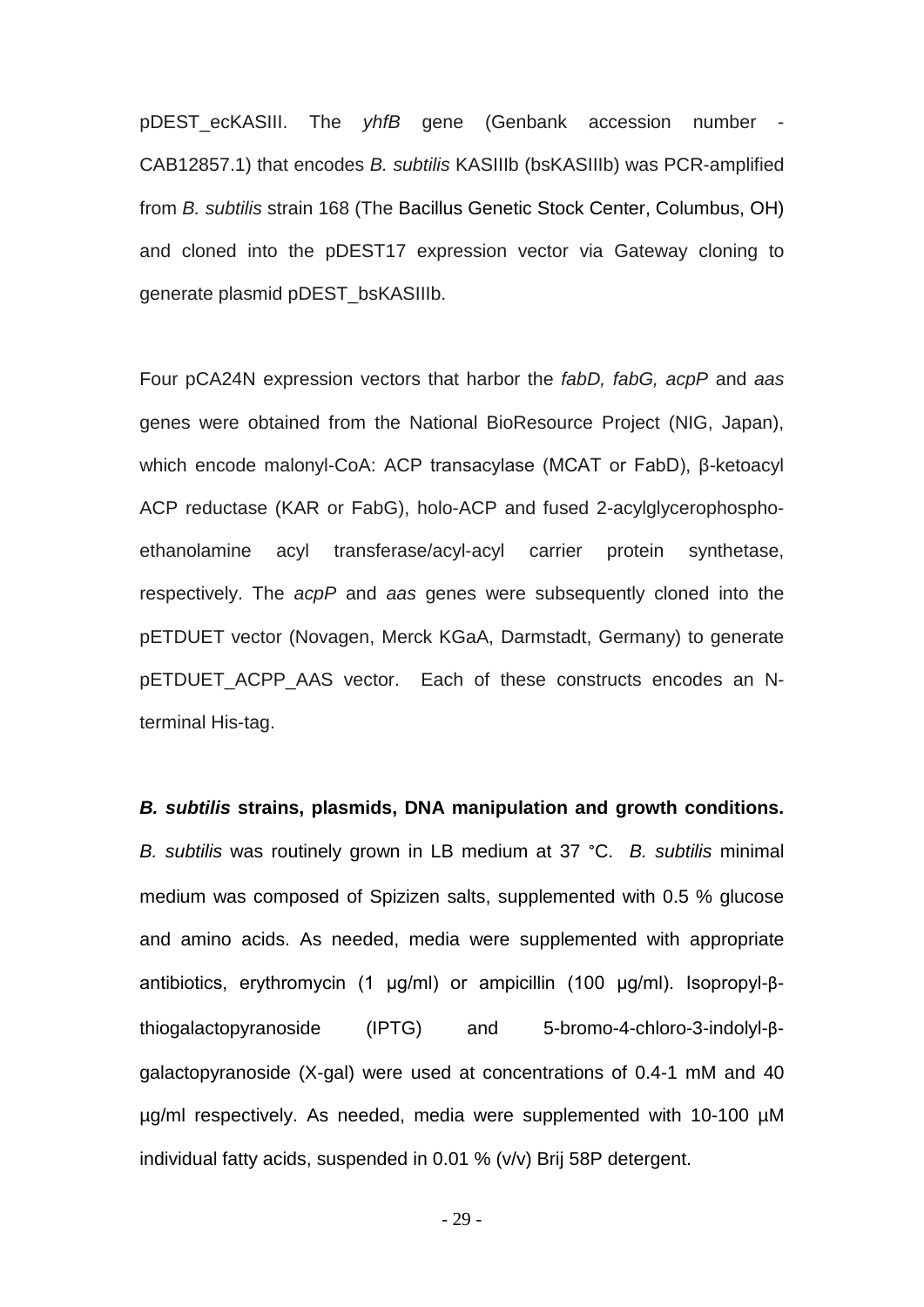pDEST_ecKASIII. The *yhfB* gene (Genbank accession number - CAB12857.1) that encodes *B. subtilis* KASIIIb (bsKASIIIb) was PCR-amplified from *B. subtilis* strain 168 (The Bacillus Genetic Stock Center, Columbus, OH) and cloned into the pDEST17 expression vector via Gateway cloning to generate plasmid pDEST_bsKASIIIb.

Four pCA24N expression vectors that harbor the *fabD, fabG, acpP* and *aas* genes were obtained from the National BioResource Project (NIG, Japan), which encode malonyl-CoA: ACP transacylase (MCAT or FabD), β-ketoacyl ACP reductase (KAR or FabG), holo-ACP and fused 2-acylglycerophospho-ethanolamine acyl transferase/acyl-acyl carrier protein synthetase, respectively. The *acpP* and *aas* genes were subsequently cloned into the pETDUET vector (Novagen, Merck KGaA, Darmstadt, Germany) to generate pETDUET_ACPP_AAS vector. Each of these constructs encodes an N-terminal His-tag.

***B. subtilis* strains, plasmids, DNA manipulation and growth conditions.** *B. subtilis* was routinely grown in LB medium at 37 °C. *B. subtilis* minimal medium was composed of Spizizen salts, supplemented with 0.5 % glucose and amino acids. As needed, media were supplemented with appropriate antibiotics, erythromycin (1 µg/ml) or ampicillin (100 µg/ml). Isopropyl-β-thiogalactopyranoside (IPTG) and 5-bromo-4-chloro-3-indolyl-β-galactopyranoside (X-gal) were used at concentrations of 0.4-1 mM and 40 µg/ml respectively. As needed, media were supplemented with 10-100 µM individual fatty acids, suspended in 0.01 % (v/v) Brij 58P detergent.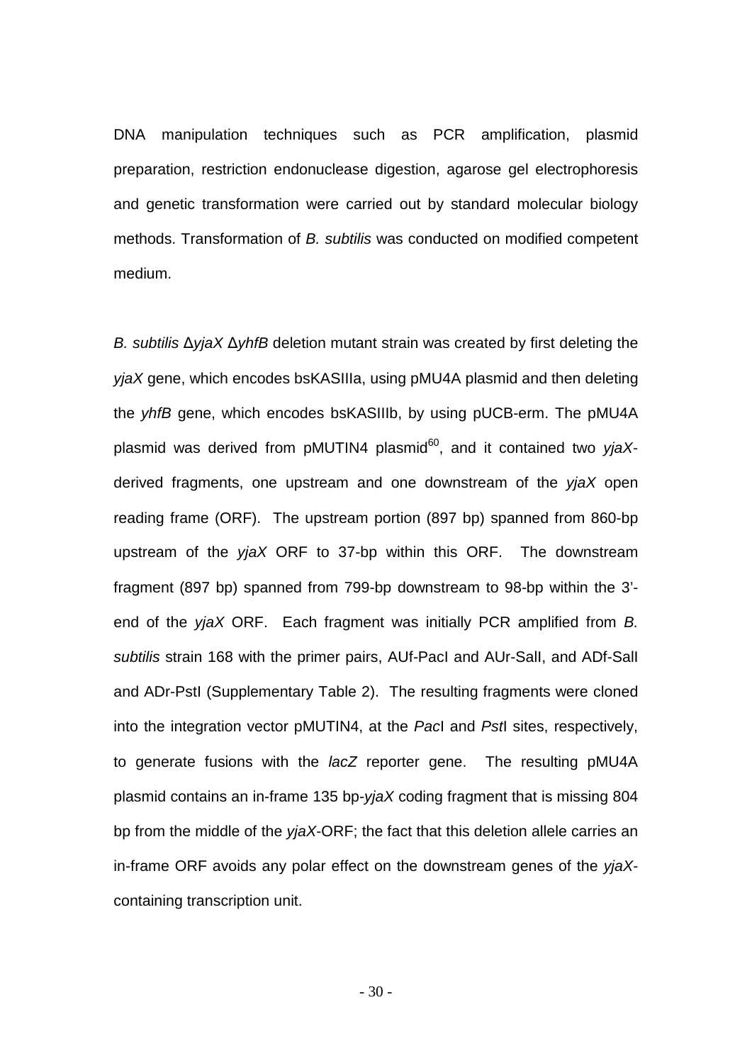DNA manipulation techniques such as PCR amplification, plasmid preparation, restriction endonuclease digestion, agarose gel electrophoresis and genetic transformation were carried out by standard molecular biology methods. Transformation of *B. subtilis* was conducted on modified competent medium.

*B. subtilis* Δ*yjaX* Δ*yhfB* deletion mutant strain was created by first deleting the *yjaX* gene, which encodes bsKASIIIa, using pMU4A plasmid and then deleting the *yhfB* gene, which encodes bsKASIIIb, by using pUCB-erm. The pMU4A plasmid was derived from pMUTIN4 plasmid[60], and it contained two *yjaX*-derived fragments, one upstream and one downstream of the *yjaX* open reading frame (ORF). The upstream portion (897 bp) spanned from 860-bp upstream of the *yjaX* ORF to 37-bp within this ORF. The downstream fragment (897 bp) spanned from 799-bp downstream to 98-bp within the 3'-end of the *yjaX* ORF. Each fragment was initially PCR amplified from *B. subtilis* strain 168 with the primer pairs, AUf-PacI and AUr-SalI, and ADf-SalI and ADr-PstI (Supplementary Table 2). The resulting fragments were cloned into the integration vector pMUTIN4, at the *Pac*I and *Pst*I sites, respectively, to generate fusions with the *lacZ* reporter gene. The resulting pMU4A plasmid contains an in-frame 135 bp-*yjaX* coding fragment that is missing 804 bp from the middle of the *yjaX*-ORF; the fact that this deletion allele carries an in-frame ORF avoids any polar effect on the downstream genes of the *yjaX*-containing transcription unit.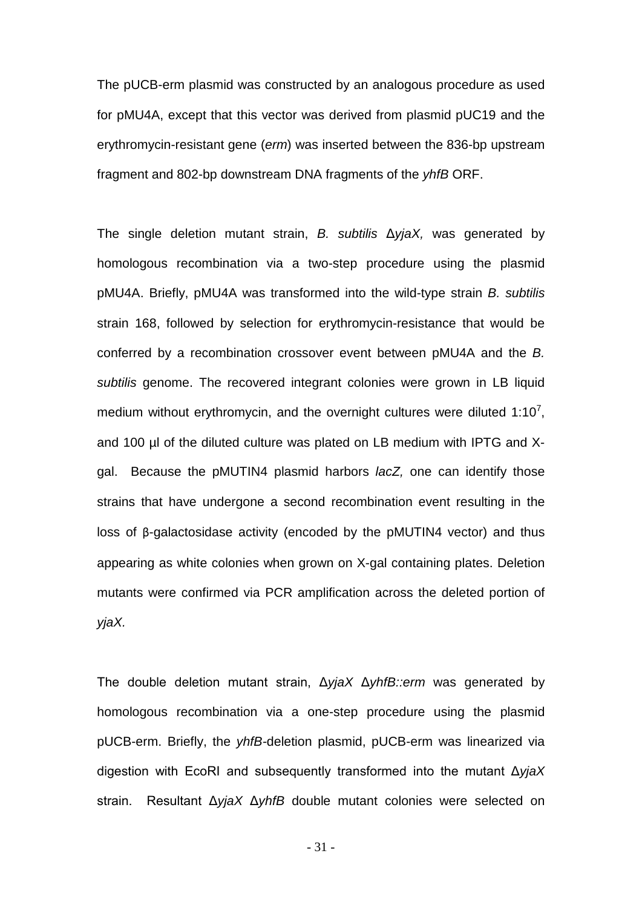The pUCB-erm plasmid was constructed by an analogous procedure as used for pMU4A, except that this vector was derived from plasmid pUC19 and the erythromycin-resistant gene (*erm*) was inserted between the 836-bp upstream fragment and 802-bp downstream DNA fragments of the *yhfB* ORF.

The single deletion mutant strain, *B. subtilis* Δ*yjaX,* was generated by homologous recombination via a two-step procedure using the plasmid pMU4A. Briefly, pMU4A was transformed into the wild-type strain *B. subtilis* strain 168, followed by selection for erythromycin-resistance that would be conferred by a recombination crossover event between pMU4A and the *B. subtilis* genome. The recovered integrant colonies were grown in LB liquid medium without erythromycin, and the overnight cultures were diluted $1:10^7$, and 100 μl of the diluted culture was plated on LB medium with IPTG and X-gal. Because the pMUTIN4 plasmid harbors *lacZ,* one can identify those strains that have undergone a second recombination event resulting in the loss of β-galactosidase activity (encoded by the pMUTIN4 vector) and thus appearing as white colonies when grown on X-gal containing plates. Deletion mutants were confirmed via PCR amplification across the deleted portion of *yjaX.*

The double deletion mutant strain, Δ*yjaX* Δ*yhfB::erm* was generated by homologous recombination via a one-step procedure using the plasmid pUCB-erm. Briefly, the *yhfB*-deletion plasmid, pUCB-erm was linearized via digestion with EcoRI and subsequently transformed into the mutant Δ*yjaX* strain. Resultant Δ*yjaX* Δ*yhfB* double mutant colonies were selected on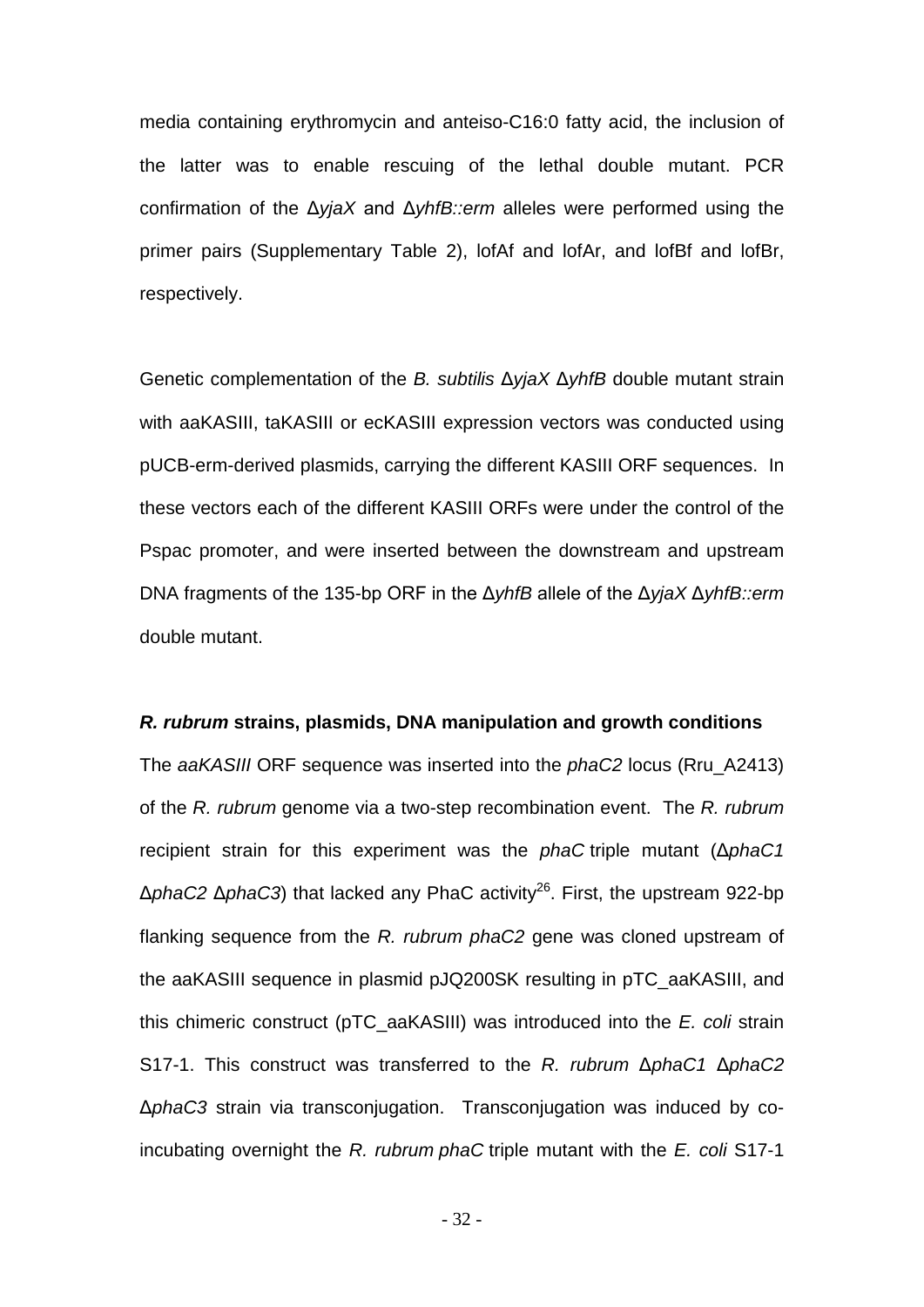media containing erythromycin and anteiso-C16:0 fatty acid, the inclusion of the latter was to enable rescuing of the lethal double mutant. PCR confirmation of the Δ*yjaX* and Δ*yhfB::erm* alleles were performed using the primer pairs (Supplementary Table 2), lofAf and lofAr, and lofBf and lofBr, respectively.

Genetic complementation of the *B. subtilis* Δ*yjaX* Δ*yhfB* double mutant strain with aaKASIII, taKASIII or ecKASIII expression vectors was conducted using pUCB-erm-derived plasmids, carrying the different KASIII ORF sequences. In these vectors each of the different KASIII ORFs were under the control of the Pspac promoter, and were inserted between the downstream and upstream DNA fragments of the 135-bp ORF in the Δ*yhfB* allele of the Δ*yjaX* Δ*yhfB::erm* double mutant.

### ***R. rubrum* strains, plasmids, DNA manipulation and growth conditions**

The *aaKASIII* ORF sequence was inserted into the *phaC2* locus (Rru_A2413) of the *R. rubrum* genome via a two-step recombination event. The *R. rubrum* recipient strain for this experiment was the *phaC* triple mutant (Δ*phaC1* Δ*phaC2* Δ*phaC3*) that lacked any PhaC activity[26]. First, the upstream 922-bp flanking sequence from the *R. rubrum phaC2* gene was cloned upstream of the aaKASIII sequence in plasmid pJQ200SK resulting in pTC_aaKASIII, and this chimeric construct (pTC_aaKASIII) was introduced into the *E. coli* strain S17-1. This construct was transferred to the *R. rubrum* Δ*phaC1* Δ*phaC2* Δ*phaC3* strain via transconjugation. Transconjugation was induced by co-incubating overnight the *R. rubrum phaC* triple mutant with the *E. coli* S17-1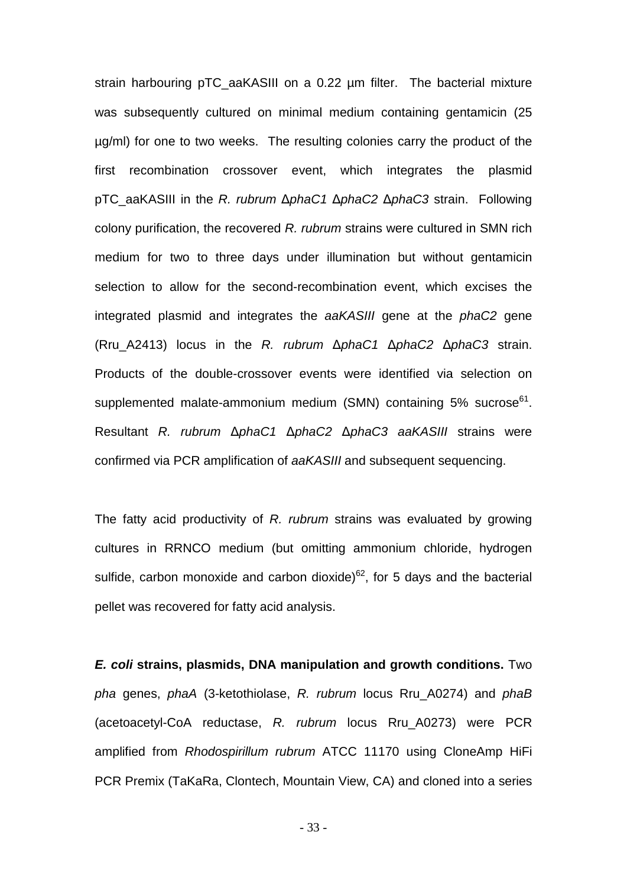strain harbouring pTC_aaKASIII on a 0.22 µm filter. The bacterial mixture was subsequently cultured on minimal medium containing gentamicin (25 µg/ml) for one to two weeks. The resulting colonies carry the product of the first recombination crossover event, which integrates the plasmid pTC_aaKASIII in the *R. rubrum* Δ*phaC1* Δ*phaC2* Δ*phaC3* strain. Following colony purification, the recovered *R. rubrum* strains were cultured in SMN rich medium for two to three days under illumination but without gentamicin selection to allow for the second-recombination event, which excises the integrated plasmid and integrates the *aaKASIII* gene at the *phaC2* gene (Rru_A2413) locus in the *R. rubrum* Δ*phaC1* Δ*phaC2* Δ*phaC3* strain. Products of the double-crossover events were identified via selection on supplemented malate-ammonium medium (SMN) containing 5% sucrose[61]. Resultant *R. rubrum* Δ*phaC1* Δ*phaC2* Δ*phaC3* *aaKASIII* strains were confirmed via PCR amplification of *aaKASIII* and subsequent sequencing.

The fatty acid productivity of *R. rubrum* strains was evaluated by growing cultures in RRNCO medium (but omitting ammonium chloride, hydrogen sulfide, carbon monoxide and carbon dioxide)[62], for 5 days and the bacterial pellet was recovered for fatty acid analysis.

***E. coli* strains, plasmids, DNA manipulation and growth conditions.** Two *pha* genes, *phaA* (3-ketothiolase, *R. rubrum* locus Rru_A0274) and *phaB* (acetoacetyl-CoA reductase, *R. rubrum* locus Rru_A0273) were PCR amplified from *Rhodospirillum rubrum* ATCC 11170 using CloneAmp HiFi PCR Premix (TaKaRa, Clontech, Mountain View, CA) and cloned into a series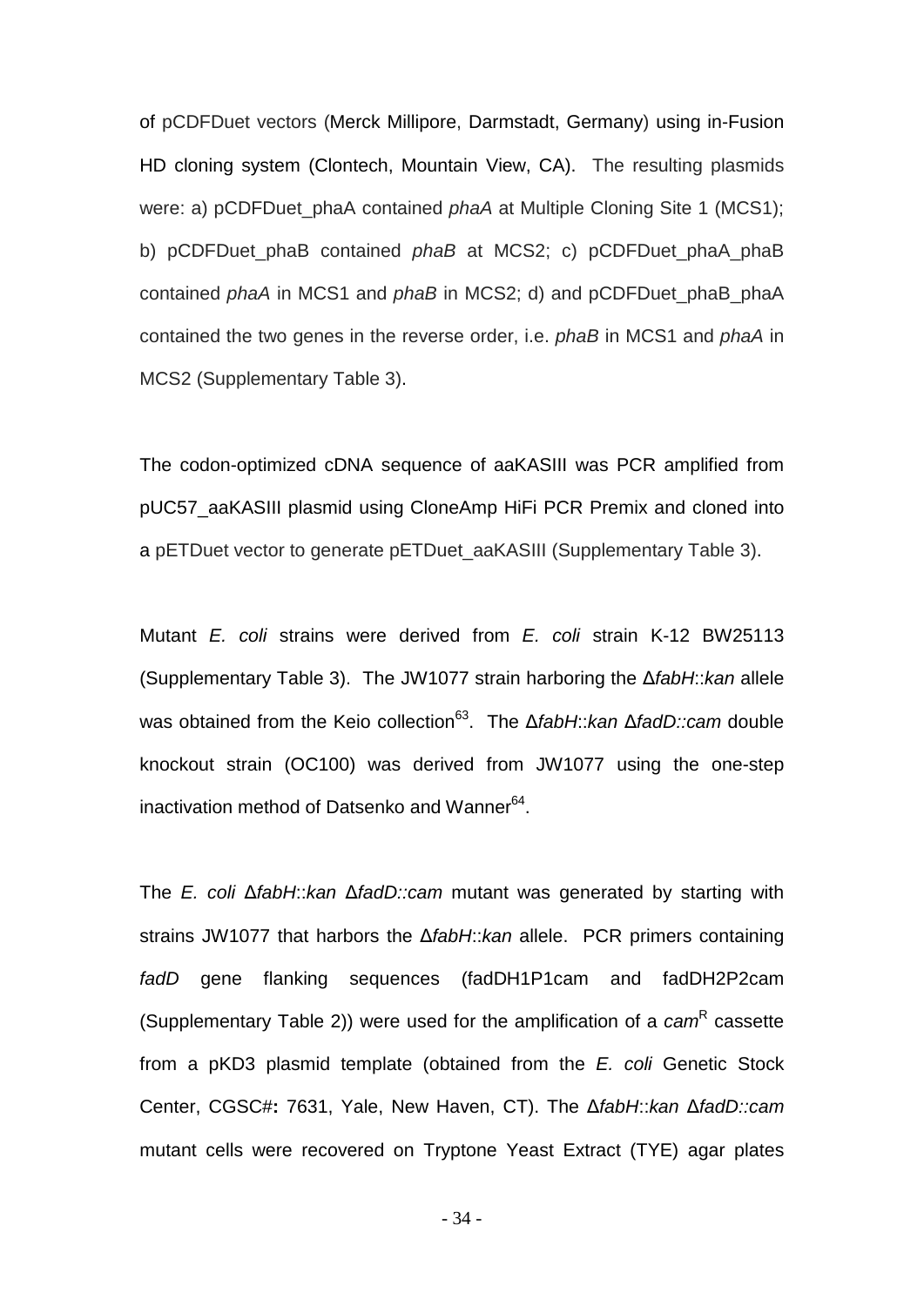of pCDFDuet vectors (Merck Millipore, Darmstadt, Germany) using in-Fusion HD cloning system (Clontech, Mountain View, CA). The resulting plasmids were: a) pCDFDuet_phaA contained *phaA* at Multiple Cloning Site 1 (MCS1); b) pCDFDuet_phaB contained *phaB* at MCS2; c) pCDFDuet_phaA_phaB contained *phaA* in MCS1 and *phaB* in MCS2; d) and pCDFDuet_phaB_phaA contained the two genes in the reverse order, i.e. *phaB* in MCS1 and *phaA* in MCS2 (Supplementary Table 3).

The codon-optimized cDNA sequence of aaKASIII was PCR amplified from pUC57_aaKASIII plasmid using CloneAmp HiFi PCR Premix and cloned into a pETDuet vector to generate pETDuet_aaKASIII (Supplementary Table 3).

Mutant *E. coli* strains were derived from *E. coli* strain K-12 BW25113 (Supplementary Table 3). The JW1077 strain harboring the Δ*fabH*::*kan* allele was obtained from the Keio collection[63]. The Δ*fabH*::*kan* Δ*fadD::cam* double knockout strain (OC100) was derived from JW1077 using the one-step inactivation method of Datsenko and Wanner[64].

The *E. coli* Δ*fabH*::*kan* Δ*fadD::cam* mutant was generated by starting with strains JW1077 that harbors the Δ*fabH*::*kan* allele. PCR primers containing *fadD* gene flanking sequences (fadDH1P1cam and fadDH2P2cam (Supplementary Table 2)) were used for the amplification of a *cam*[R] cassette from a pKD3 plasmid template (obtained from the *E. coli* Genetic Stock Center, CGSC#**:** 7631, Yale, New Haven, CT). The Δ*fabH*::*kan* Δ*fadD::cam* mutant cells were recovered on Tryptone Yeast Extract (TYE) agar plates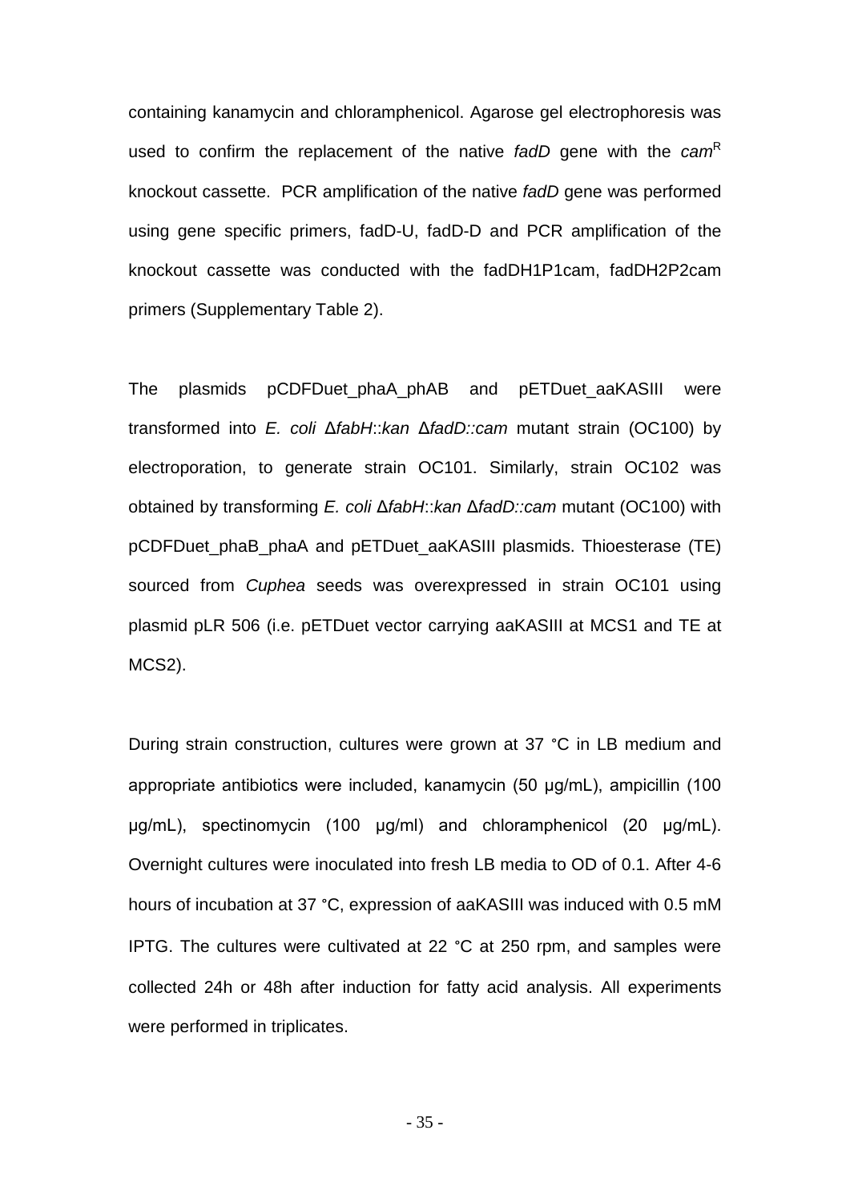containing kanamycin and chloramphenicol. Agarose gel electrophoresis was used to confirm the replacement of the native *fadD* gene with the *cam*[R] knockout cassette. PCR amplification of the native *fadD* gene was performed using gene specific primers, fadD-U, fadD-D and PCR amplification of the knockout cassette was conducted with the fadDH1P1cam, fadDH2P2cam primers (Supplementary Table 2).

The plasmids pCDFDuet_phaA_phAB and pETDuet_aaKASIII were transformed into *E. coli* Δ*fabH*::*kan* Δ*fadD::cam* mutant strain (OC100) by electroporation, to generate strain OC101. Similarly, strain OC102 was obtained by transforming *E. coli* Δ*fabH*::*kan* Δ*fadD::cam* mutant (OC100) with pCDFDuet_phaB_phaA and pETDuet_aaKASIII plasmids. Thioesterase (TE) sourced from *Cuphea* seeds was overexpressed in strain OC101 using plasmid pLR 506 (i.e. pETDuet vector carrying aaKASIII at MCS1 and TE at MCS2).

During strain construction, cultures were grown at 37 °C in LB medium and appropriate antibiotics were included, kanamycin (50 µg/mL), ampicillin (100 µg/mL), spectinomycin (100 µg/ml) and chloramphenicol (20 µg/mL). Overnight cultures were inoculated into fresh LB media to OD of 0.1. After 4-6 hours of incubation at 37 °C, expression of aaKASIII was induced with 0.5 mM IPTG. The cultures were cultivated at 22 °C at 250 rpm, and samples were collected 24h or 48h after induction for fatty acid analysis. All experiments were performed in triplicates.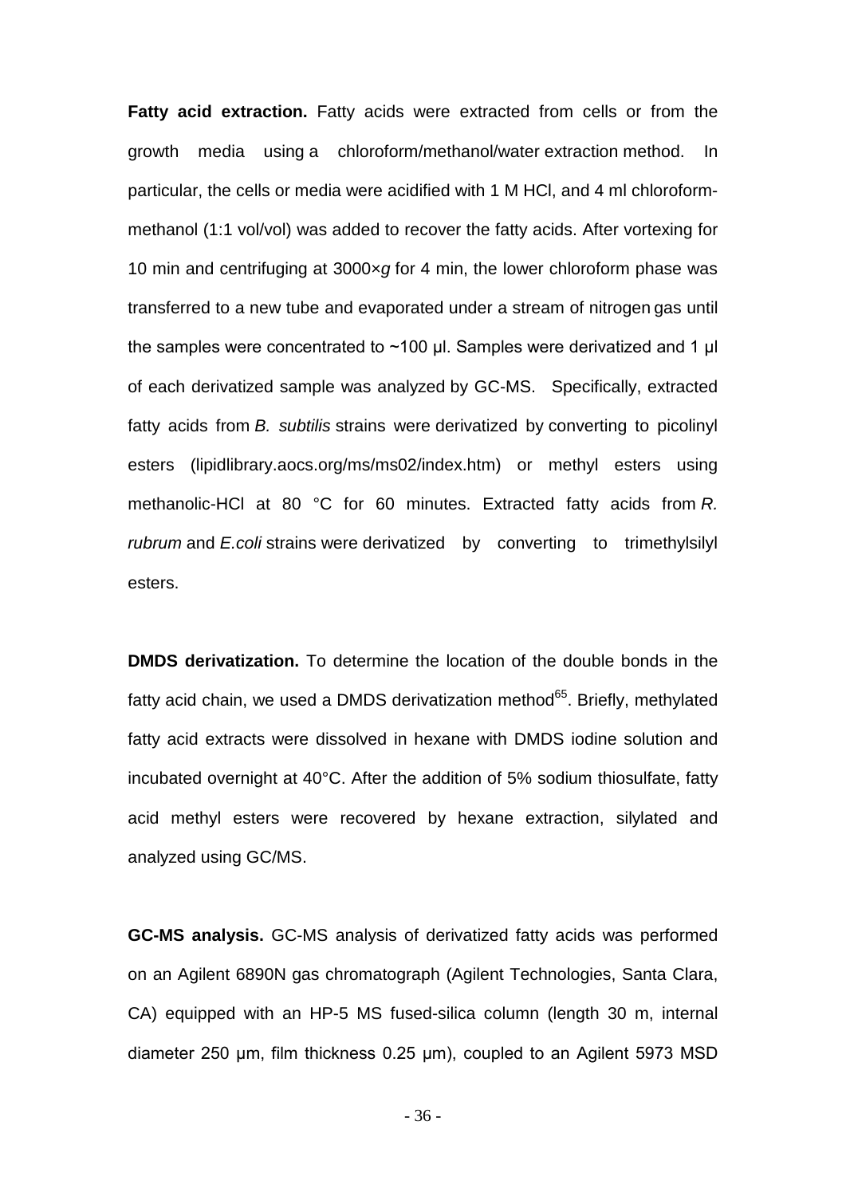**Fatty acid extraction.** Fatty acids were extracted from cells or from the growth media using a chloroform/methanol/water extraction method. In particular, the cells or media were acidified with 1 M HCl, and 4 ml chloroform-methanol (1:1 vol/vol) was added to recover the fatty acids. After vortexing for 10 min and centrifuging at 3000×*g* for 4 min, the lower chloroform phase was transferred to a new tube and evaporated under a stream of nitrogen gas until the samples were concentrated to ~100 µl. Samples were derivatized and 1 µl of each derivatized sample was analyzed by GC-MS. Specifically, extracted fatty acids from *B. subtilis* strains were derivatized by converting to picolinyl esters (lipidlibrary.aocs.org/ms/ms02/index.htm) or methyl esters using methanolic-HCl at 80 °C for 60 minutes. Extracted fatty acids from *R. rubrum* and *E.coli* strains were derivatized by converting to trimethylsilyl esters.

**DMDS derivatization.** To determine the location of the double bonds in the fatty acid chain, we used a DMDS derivatization method[65]. Briefly, methylated fatty acid extracts were dissolved in hexane with DMDS iodine solution and incubated overnight at 40°C. After the addition of 5% sodium thiosulfate, fatty acid methyl esters were recovered by hexane extraction, silylated and analyzed using GC/MS.

**GC-MS analysis.** GC-MS analysis of derivatized fatty acids was performed on an Agilent 6890N gas chromatograph (Agilent Technologies, Santa Clara, CA) equipped with an HP-5 MS fused-silica column (length 30 m, internal diameter 250 µm, film thickness 0.25 µm), coupled to an Agilent 5973 MSD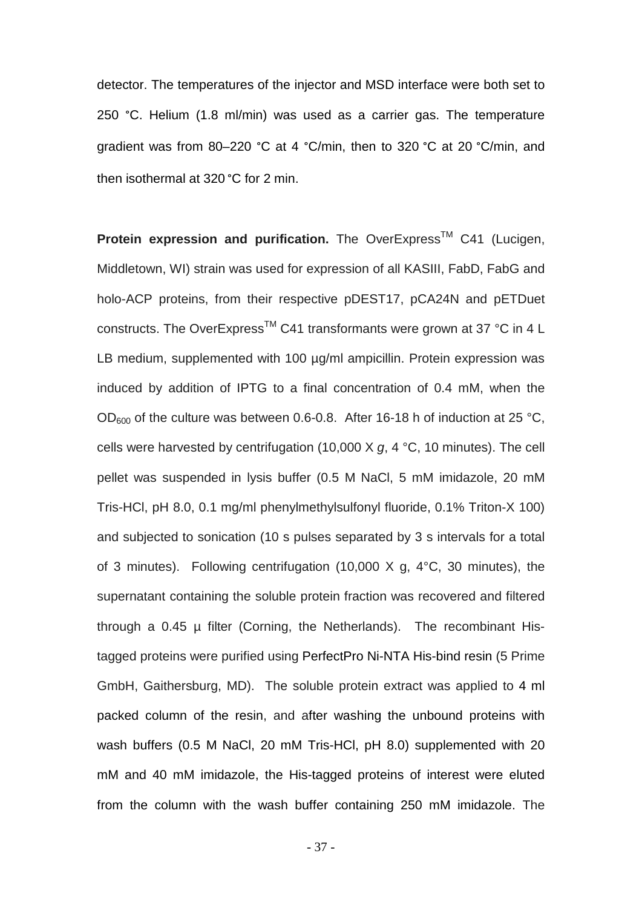detector. The temperatures of the injector and MSD interface were both set to 250 °C. Helium (1.8 ml/min) was used as a carrier gas. The temperature gradient was from 80–220 °C at 4 °C/min, then to 320 °C at 20 °C/min, and then isothermal at 320 °C for 2 min.

**Protein expression and purification.** The OverExpress$^{TM}$ C41 (Lucigen, Middletown, WI) strain was used for expression of all KASIII, FabD, FabG and holo-ACP proteins, from their respective pDEST17, pCA24N and pETDuet constructs. The OverExpress$^{TM}$ C41 transformants were grown at 37 °C in 4 L LB medium, supplemented with 100 µg/ml ampicillin. Protein expression was induced by addition of IPTG to a final concentration of 0.4 mM, when the $OD_{600}$ of the culture was between 0.6-0.8. After 16-18 h of induction at 25 °C, cells were harvested by centrifugation (10,000 X *g*, 4 °C, 10 minutes). The cell pellet was suspended in lysis buffer (0.5 M NaCl, 5 mM imidazole, 20 mM Tris-HCl, pH 8.0, 0.1 mg/ml phenylmethylsulfonyl fluoride, 0.1% Triton-X 100) and subjected to sonication (10 s pulses separated by 3 s intervals for a total of 3 minutes). Following centrifugation (10,000 X g, 4°C, 30 minutes), the supernatant containing the soluble protein fraction was recovered and filtered through a 0.45 µ filter (Corning, the Netherlands). The recombinant His-tagged proteins were purified using PerfectPro Ni-NTA His-bind resin (5 Prime GmbH, Gaithersburg, MD). The soluble protein extract was applied to 4 ml packed column of the resin, and after washing the unbound proteins with wash buffers (0.5 M NaCl, 20 mM Tris-HCl, pH 8.0) supplemented with 20 mM and 40 mM imidazole, the His-tagged proteins of interest were eluted from the column with the wash buffer containing 250 mM imidazole. The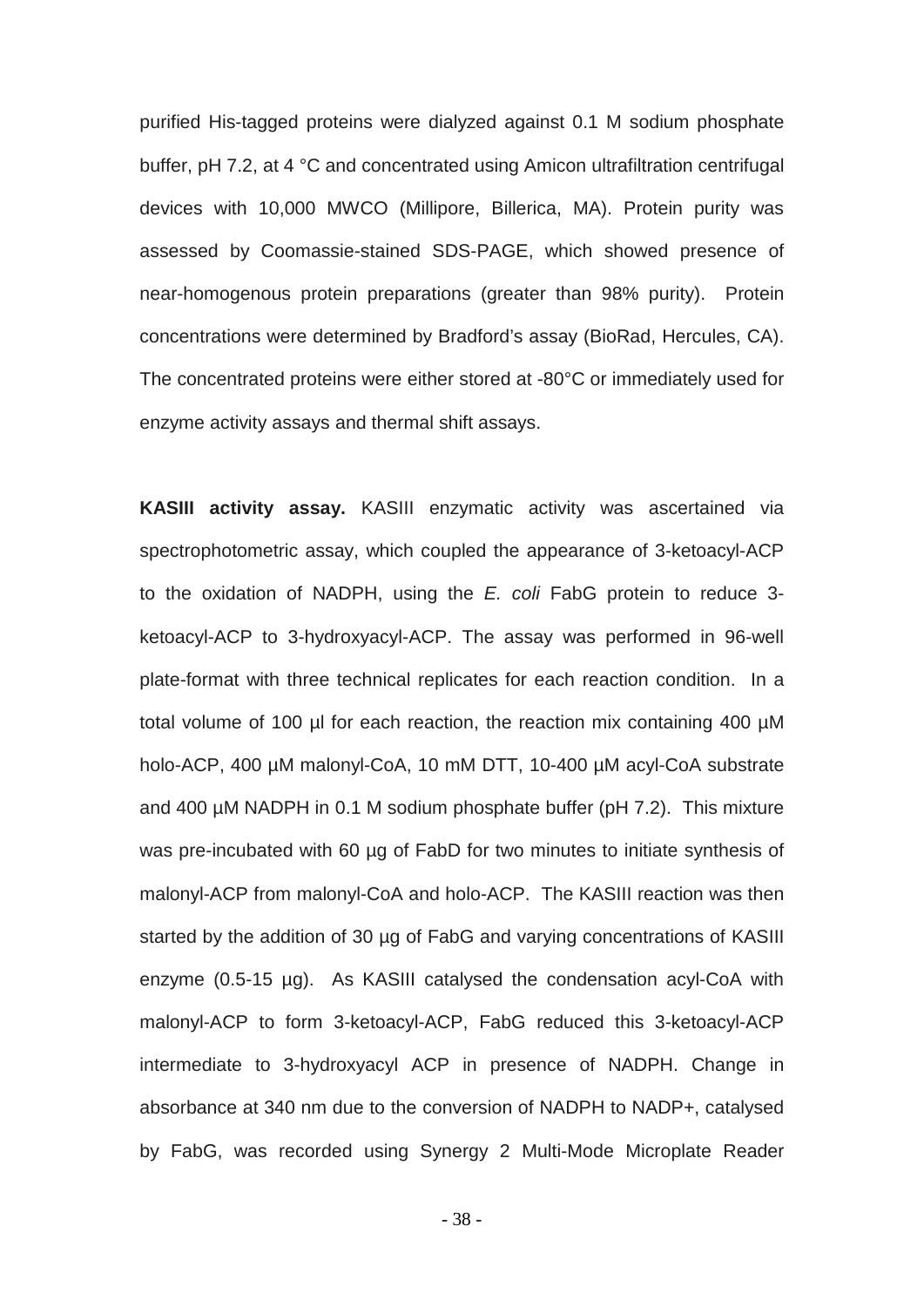purified His-tagged proteins were dialyzed against 0.1 M sodium phosphate buffer, pH 7.2, at 4 °C and concentrated using Amicon ultrafiltration centrifugal devices with 10,000 MWCO (Millipore, Billerica, MA). Protein purity was assessed by Coomassie-stained SDS-PAGE, which showed presence of near-homogenous protein preparations (greater than 98% purity). Protein concentrations were determined by Bradford's assay (BioRad, Hercules, CA). The concentrated proteins were either stored at -80°C or immediately used for enzyme activity assays and thermal shift assays.

**KASIII activity assay.** KASIII enzymatic activity was ascertained via spectrophotometric assay, which coupled the appearance of 3-ketoacyl-ACP to the oxidation of NADPH, using the *E. coli* FabG protein to reduce 3-ketoacyl-ACP to 3-hydroxyacyl-ACP. The assay was performed in 96-well plate-format with three technical replicates for each reaction condition. In a total volume of 100 µl for each reaction, the reaction mix containing 400 µM holo-ACP, 400 µM malonyl-CoA, 10 mM DTT, 10-400 µM acyl-CoA substrate and 400 µM NADPH in 0.1 M sodium phosphate buffer (pH 7.2). This mixture was pre-incubated with 60 µg of FabD for two minutes to initiate synthesis of malonyl-ACP from malonyl-CoA and holo-ACP. The KASIII reaction was then started by the addition of 30 µg of FabG and varying concentrations of KASIII enzyme (0.5-15 µg). As KASIII catalysed the condensation acyl-CoA with malonyl-ACP to form 3-ketoacyl-ACP, FabG reduced this 3-ketoacyl-ACP intermediate to 3-hydroxyacyl ACP in presence of NADPH. Change in absorbance at 340 nm due to the conversion of NADPH to NADP+, catalysed by FabG, was recorded using Synergy 2 Multi-Mode Microplate Reader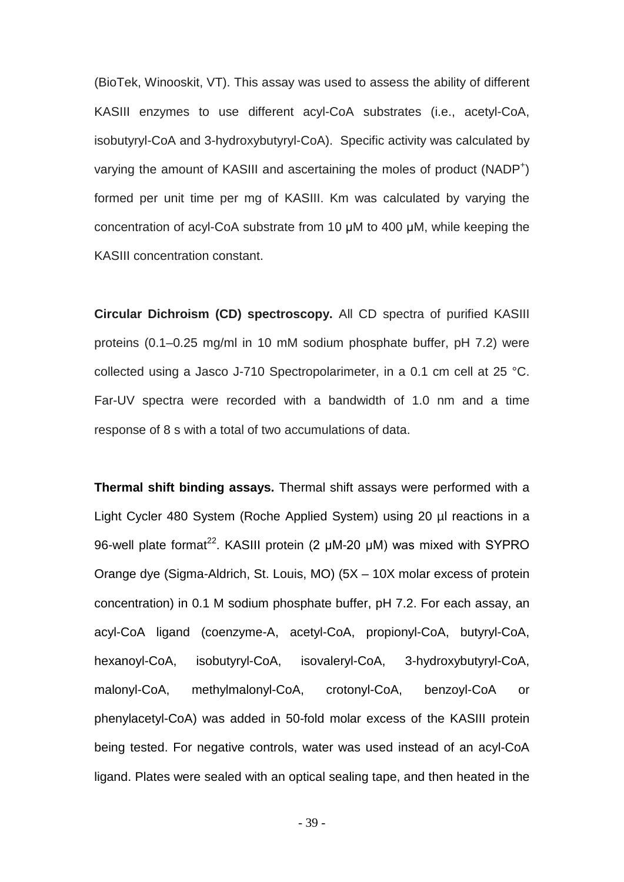(BioTek, Winooskit, VT). This assay was used to assess the ability of different KASIII enzymes to use different acyl-CoA substrates (i.e., acetyl-CoA, isobutyryl-CoA and 3-hydroxybutyryl-CoA). Specific activity was calculated by varying the amount of KASIII and ascertaining the moles of product ($NADP^+$) formed per unit time per mg of KASIII. Km was calculated by varying the concentration of acyl-CoA substrate from 10 μM to 400 μM, while keeping the KASIII concentration constant.

**Circular Dichroism (CD) spectroscopy.** All CD spectra of purified KASIII proteins (0.1–0.25 mg/ml in 10 mM sodium phosphate buffer, pH 7.2) were collected using a Jasco J-710 Spectropolarimeter, in a 0.1 cm cell at 25 °C. Far-UV spectra were recorded with a bandwidth of 1.0 nm and a time response of 8 s with a total of two accumulations of data.

**Thermal shift binding assays.** Thermal shift assays were performed with a Light Cycler 480 System (Roche Applied System) using 20 μl reactions in a 96-well plate format[22]. KASIII protein (2 μM-20 μM) was mixed with SYPRO Orange dye (Sigma-Aldrich, St. Louis, MO) (5X – 10X molar excess of protein concentration) in 0.1 M sodium phosphate buffer, pH 7.2. For each assay, an acyl-CoA ligand (coenzyme-A, acetyl-CoA, propionyl-CoA, butyryl-CoA, hexanoyl-CoA, isobutyryl-CoA, isovaleryl-CoA, 3-hydroxybutyryl-CoA, malonyl-CoA, methylmalonyl-CoA, crotonyl-CoA, benzoyl-CoA or phenylacetyl-CoA) was added in 50-fold molar excess of the KASIII protein being tested. For negative controls, water was used instead of an acyl-CoA ligand. Plates were sealed with an optical sealing tape, and then heated in the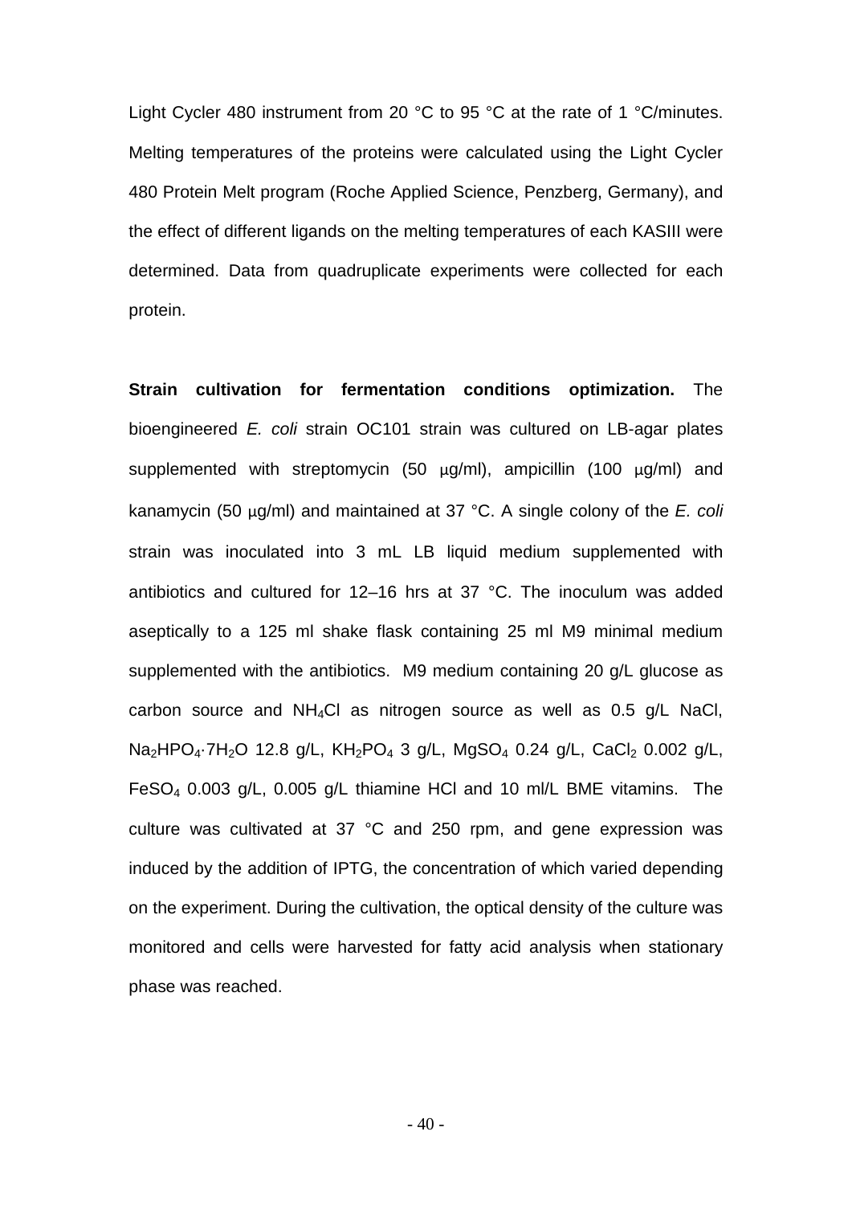Light Cycler 480 instrument from 20 °C to 95 °C at the rate of 1 °C/minutes. Melting temperatures of the proteins were calculated using the Light Cycler 480 Protein Melt program (Roche Applied Science, Penzberg, Germany), and the effect of different ligands on the melting temperatures of each KASIII were determined. Data from quadruplicate experiments were collected for each protein.

**Strain cultivation for fermentation conditions optimization.** The bioengineered *E. coli* strain OC101 strain was cultured on LB-agar plates supplemented with streptomycin (50 μg/ml), ampicillin (100 μg/ml) and kanamycin (50 μg/ml) and maintained at 37 °C. A single colony of the *E. coli* strain was inoculated into 3 mL LB liquid medium supplemented with antibiotics and cultured for 12–16 hrs at 37 °C. The inoculum was added aseptically to a 125 ml shake flask containing 25 ml M9 minimal medium supplemented with the antibiotics. M9 medium containing 20 g/L glucose as carbon source and $NH_4Cl$ as nitrogen source as well as 0.5 g/L NaCl, $Na_2HPO_4 \cdot 7H_2O$ 12.8 g/L, $KH_2PO_4$ 3 g/L, $MgSO_4$ 0.24 g/L, $CaCl_2$ 0.002 g/L, $FeSO_4$ 0.003 g/L, 0.005 g/L thiamine HCl and 10 ml/L BME vitamins. The culture was cultivated at 37 °C and 250 rpm, and gene expression was induced by the addition of IPTG, the concentration of which varied depending on the experiment. During the cultivation, the optical density of the culture was monitored and cells were harvested for fatty acid analysis when stationary phase was reached.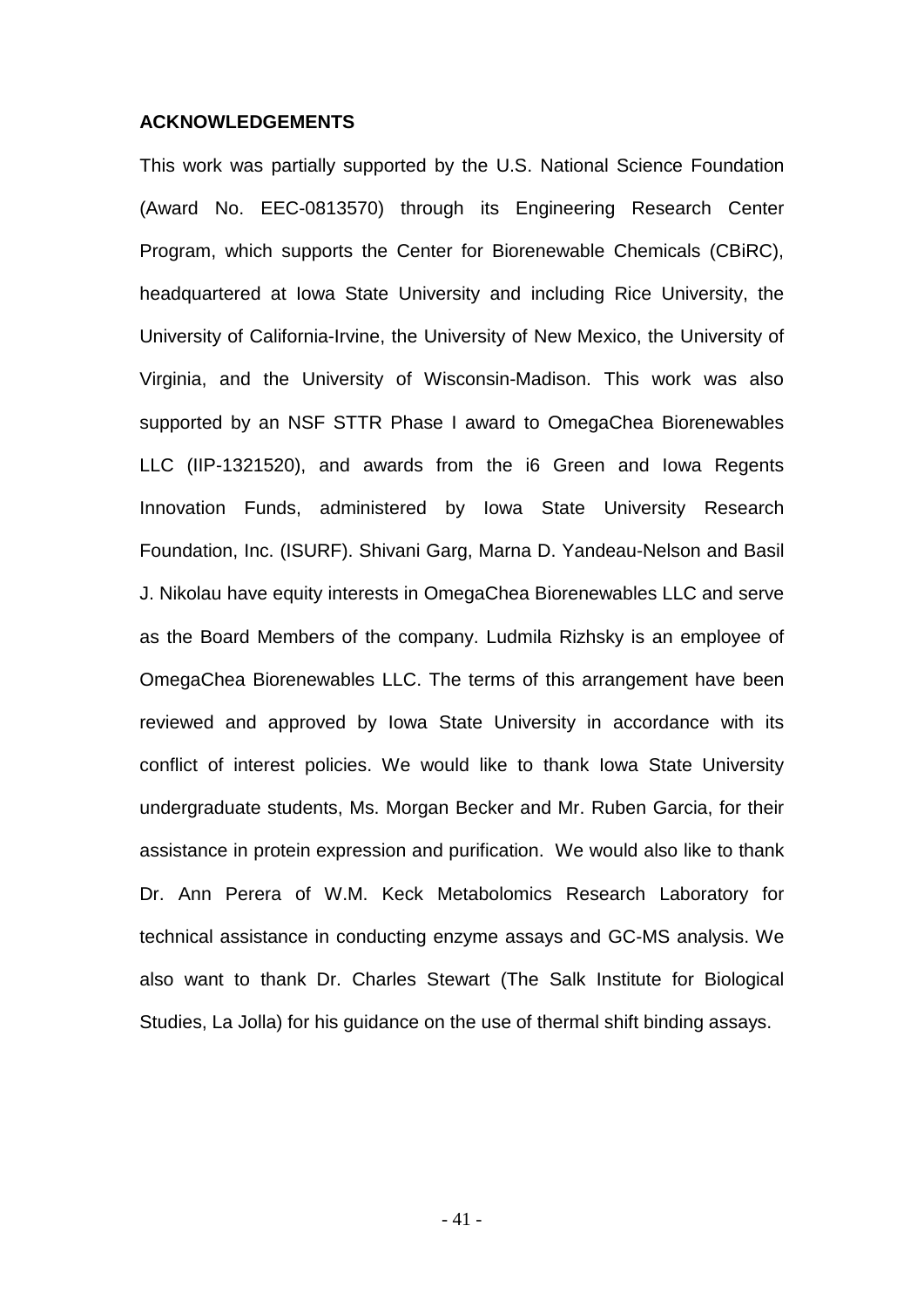## ACKNOWLEDGEMENTS

This work was partially supported by the U.S. National Science Foundation (Award No. EEC-0813570) through its Engineering Research Center Program, which supports the Center for Biorenewable Chemicals (CBiRC), headquartered at Iowa State University and including Rice University, the University of California-Irvine, the University of New Mexico, the University of Virginia, and the University of Wisconsin-Madison. This work was also supported by an NSF STTR Phase I award to OmegaChea Biorenewables LLC (IIP-1321520), and awards from the i6 Green and Iowa Regents Innovation Funds, administered by Iowa State University Research Foundation, Inc. (ISURF). Shivani Garg, Marna D. Yandeau-Nelson and Basil J. Nikolau have equity interests in OmegaChea Biorenewables LLC and serve as the Board Members of the company. Ludmila Rizhsky is an employee of OmegaChea Biorenewables LLC. The terms of this arrangement have been reviewed and approved by Iowa State University in accordance with its conflict of interest policies. We would like to thank Iowa State University undergraduate students, Ms. Morgan Becker and Mr. Ruben Garcia, for their assistance in protein expression and purification. We would also like to thank Dr. Ann Perera of W.M. Keck Metabolomics Research Laboratory for technical assistance in conducting enzyme assays and GC-MS analysis. We also want to thank Dr. Charles Stewart (The Salk Institute for Biological Studies, La Jolla) for his guidance on the use of thermal shift binding assays.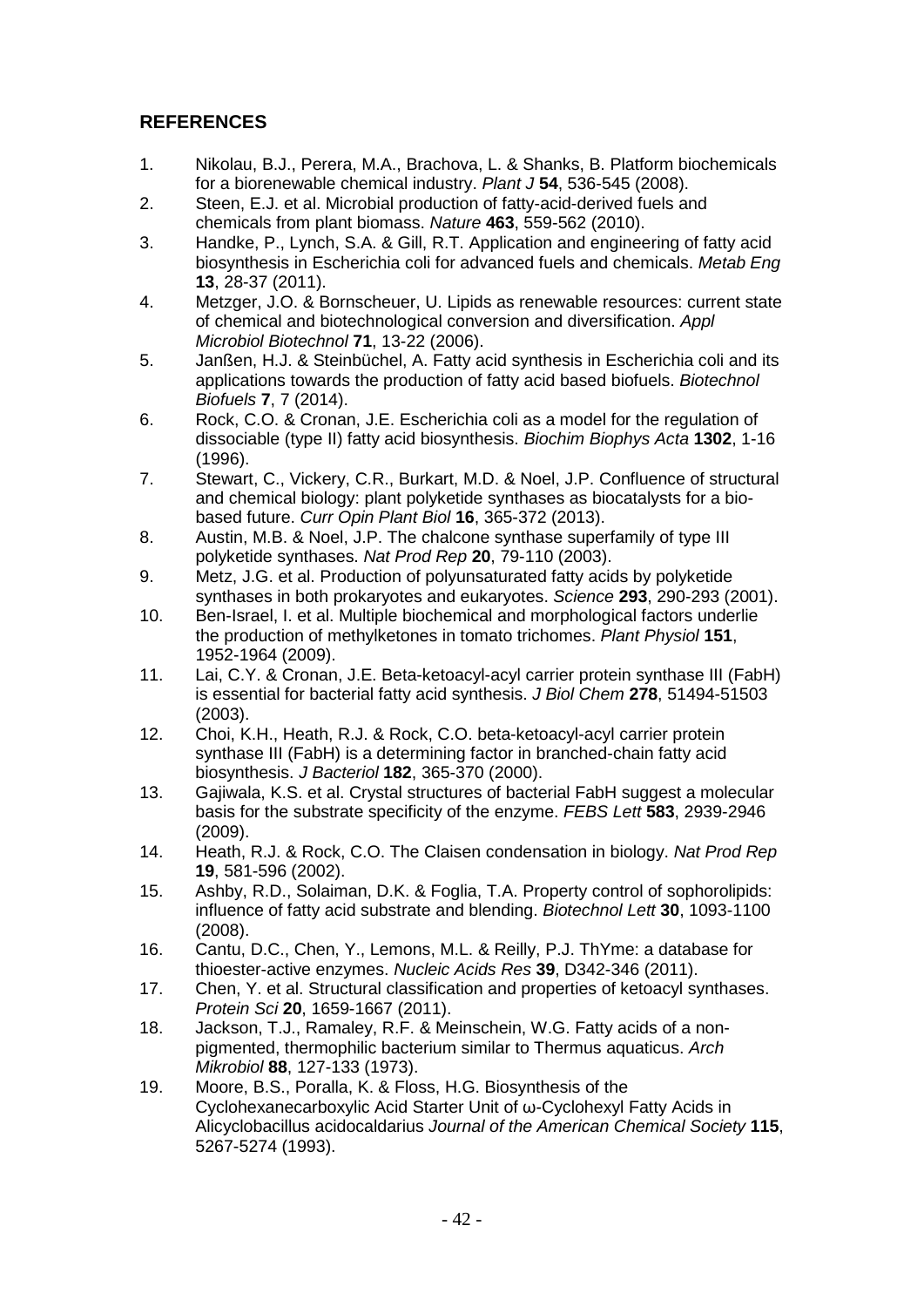## REFERENCES

1. Nikolau, B.J., Perera, M.A., Brachova, L. & Shanks, B. Platform biochemicals for a biorenewable chemical industry. *Plant J* **54**, 536-545 (2008).
2. Steen, E.J. et al. Microbial production of fatty-acid-derived fuels and chemicals from plant biomass. *Nature* **463**, 559-562 (2010).
3. Handke, P., Lynch, S.A. & Gill, R.T. Application and engineering of fatty acid biosynthesis in Escherichia coli for advanced fuels and chemicals. *Metab Eng* **13**, 28-37 (2011).
4. Metzger, J.O. & Bornscheuer, U. Lipids as renewable resources: current state of chemical and biotechnological conversion and diversification. *Appl Microbiol Biotechnol* **71**, 13-22 (2006).
5. Janßen, H.J. & Steinbüchel, A. Fatty acid synthesis in Escherichia coli and its applications towards the production of fatty acid based biofuels. *Biotechnol Biofuels* **7**, 7 (2014).
6. Rock, C.O. & Cronan, J.E. Escherichia coli as a model for the regulation of dissociable (type II) fatty acid biosynthesis. *Biochim Biophys Acta* **1302**, 1-16 (1996).
7. Stewart, C., Vickery, C.R., Burkart, M.D. & Noel, J.P. Confluence of structural and chemical biology: plant polyketide synthases as biocatalysts for a bio-based future. *Curr Opin Plant Biol* **16**, 365-372 (2013).
8. Austin, M.B. & Noel, J.P. The chalcone synthase superfamily of type III polyketide synthases. *Nat Prod Rep* **20**, 79-110 (2003).
9. Metz, J.G. et al. Production of polyunsaturated fatty acids by polyketide synthases in both prokaryotes and eukaryotes. *Science* **293**, 290-293 (2001).
10. Ben-Israel, I. et al. Multiple biochemical and morphological factors underlie the production of methylketones in tomato trichomes. *Plant Physiol* **151**, 1952-1964 (2009).
11. Lai, C.Y. & Cronan, J.E. Beta-ketoacyl-acyl carrier protein synthase III (FabH) is essential for bacterial fatty acid synthesis. *J Biol Chem* **278**, 51494-51503 (2003).
12. Choi, K.H., Heath, R.J. & Rock, C.O. beta-ketoacyl-acyl carrier protein synthase III (FabH) is a determining factor in branched-chain fatty acid biosynthesis. *J Bacteriol* **182**, 365-370 (2000).
13. Gajiwala, K.S. et al. Crystal structures of bacterial FabH suggest a molecular basis for the substrate specificity of the enzyme. *FEBS Lett* **583**, 2939-2946 (2009).
14. Heath, R.J. & Rock, C.O. The Claisen condensation in biology. *Nat Prod Rep* **19**, 581-596 (2002).
15. Ashby, R.D., Solaiman, D.K. & Foglia, T.A. Property control of sophorolipids: influence of fatty acid substrate and blending. *Biotechnol Lett* **30**, 1093-1100 (2008).
16. Cantu, D.C., Chen, Y., Lemons, M.L. & Reilly, P.J. ThYme: a database for thioester-active enzymes. *Nucleic Acids Res* **39**, D342-346 (2011).
17. Chen, Y. et al. Structural classification and properties of ketoacyl synthases. *Protein Sci* **20**, 1659-1667 (2011).
18. Jackson, T.J., Ramaley, R.F. & Meinschein, W.G. Fatty acids of a non-pigmented, thermophilic bacterium similar to Thermus aquaticus. *Arch Mikrobiol* **88**, 127-133 (1973).
19. Moore, B.S., Poralla, K. & Floss, H.G. Biosynthesis of the Cyclohexanecarboxylic Acid Starter Unit of ω-Cyclohexyl Fatty Acids in Alicyclobacillus acidocaldarius *Journal of the American Chemical Society* **115**, 5267-5274 (1993).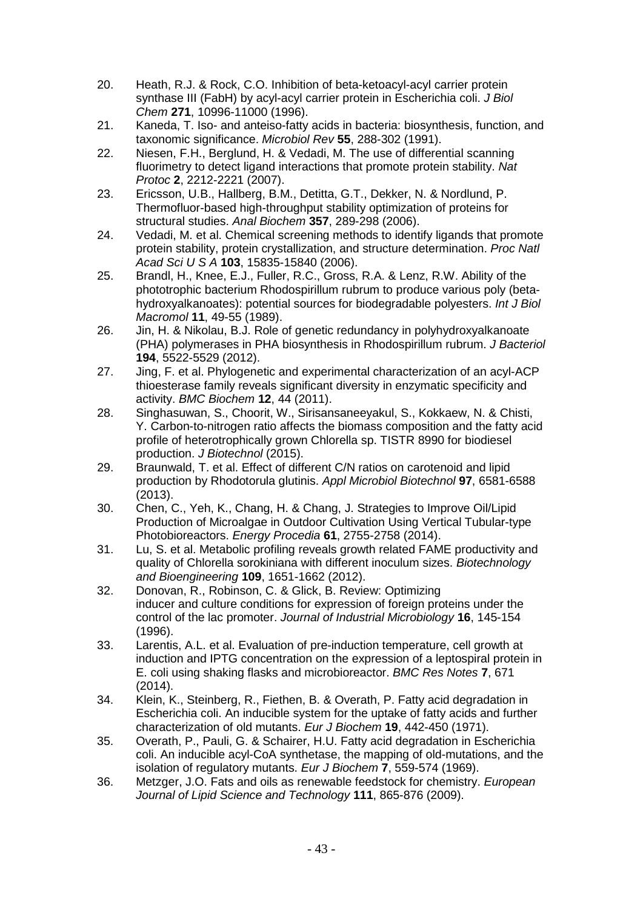20. Heath, R.J. & Rock, C.O. Inhibition of beta-ketoacyl-acyl carrier protein synthase III (FabH) by acyl-acyl carrier protein in Escherichia coli. *J Biol Chem* **271**, 10996-11000 (1996).
21. Kaneda, T. Iso- and anteiso-fatty acids in bacteria: biosynthesis, function, and taxonomic significance. *Microbiol Rev* **55**, 288-302 (1991).
22. Niesen, F.H., Berglund, H. & Vedadi, M. The use of differential scanning fluorimetry to detect ligand interactions that promote protein stability. *Nat Protoc* **2**, 2212-2221 (2007).
23. Ericsson, U.B., Hallberg, B.M., Detitta, G.T., Dekker, N. & Nordlund, P. Thermofluor-based high-throughput stability optimization of proteins for structural studies. *Anal Biochem* **357**, 289-298 (2006).
24. Vedadi, M. et al. Chemical screening methods to identify ligands that promote protein stability, protein crystallization, and structure determination. *Proc Natl Acad Sci U S A* **103**, 15835-15840 (2006).
25. Brandl, H., Knee, E.J., Fuller, R.C., Gross, R.A. & Lenz, R.W. Ability of the phototrophic bacterium Rhodospirillum rubrum to produce various poly (beta-hydroxyalkanoates): potential sources for biodegradable polyesters. *Int J Biol Macromol* **11**, 49-55 (1989).
26. Jin, H. & Nikolau, B.J. Role of genetic redundancy in polyhydroxyalkanoate (PHA) polymerases in PHA biosynthesis in Rhodospirillum rubrum. *J Bacteriol* **194**, 5522-5529 (2012).
27. Jing, F. et al. Phylogenetic and experimental characterization of an acyl-ACP thioesterase family reveals significant diversity in enzymatic specificity and activity. *BMC Biochem* **12**, 44 (2011).
28. Singhasuwan, S., Choorit, W., Sirisansaneeyakul, S., Kokkaew, N. & Chisti, Y. Carbon-to-nitrogen ratio affects the biomass composition and the fatty acid profile of heterotrophically grown Chlorella sp. TISTR 8990 for biodiesel production. *J Biotechnol* (2015).
29. Braunwald, T. et al. Effect of different C/N ratios on carotenoid and lipid production by Rhodotorula glutinis. *Appl Microbiol Biotechnol* **97**, 6581-6588 (2013).
30. Chen, C., Yeh, K., Chang, H. & Chang, J. Strategies to Improve Oil/Lipid Production of Microalgae in Outdoor Cultivation Using Vertical Tubular-type Photobioreactors. *Energy Procedia* **61**, 2755-2758 (2014).
31. Lu, S. et al. Metabolic profiling reveals growth related FAME productivity and quality of Chlorella sorokiniana with different inoculum sizes. *Biotechnology and Bioengineering* **109**, 1651-1662 (2012).
32. Donovan, R., Robinson, C. & Glick, B. Review: Optimizing inducer and culture conditions for expression of foreign proteins under the control of the lac promoter. *Journal of Industrial Microbiology* **16**, 145-154 (1996).
33. Larentis, A.L. et al. Evaluation of pre-induction temperature, cell growth at induction and IPTG concentration on the expression of a leptospiral protein in E. coli using shaking flasks and microbioreactor. *BMC Res Notes* **7**, 671 (2014).
34. Klein, K., Steinberg, R., Fiethen, B. & Overath, P. Fatty acid degradation in Escherichia coli. An inducible system for the uptake of fatty acids and further characterization of old mutants. *Eur J Biochem* **19**, 442-450 (1971).
35. Overath, P., Pauli, G. & Schairer, H.U. Fatty acid degradation in Escherichia coli. An inducible acyl-CoA synthetase, the mapping of old-mutations, and the isolation of regulatory mutants. *Eur J Biochem* **7**, 559-574 (1969).
36. Metzger, J.O. Fats and oils as renewable feedstock for chemistry. *European Journal of Lipid Science and Technology* **111**, 865-876 (2009).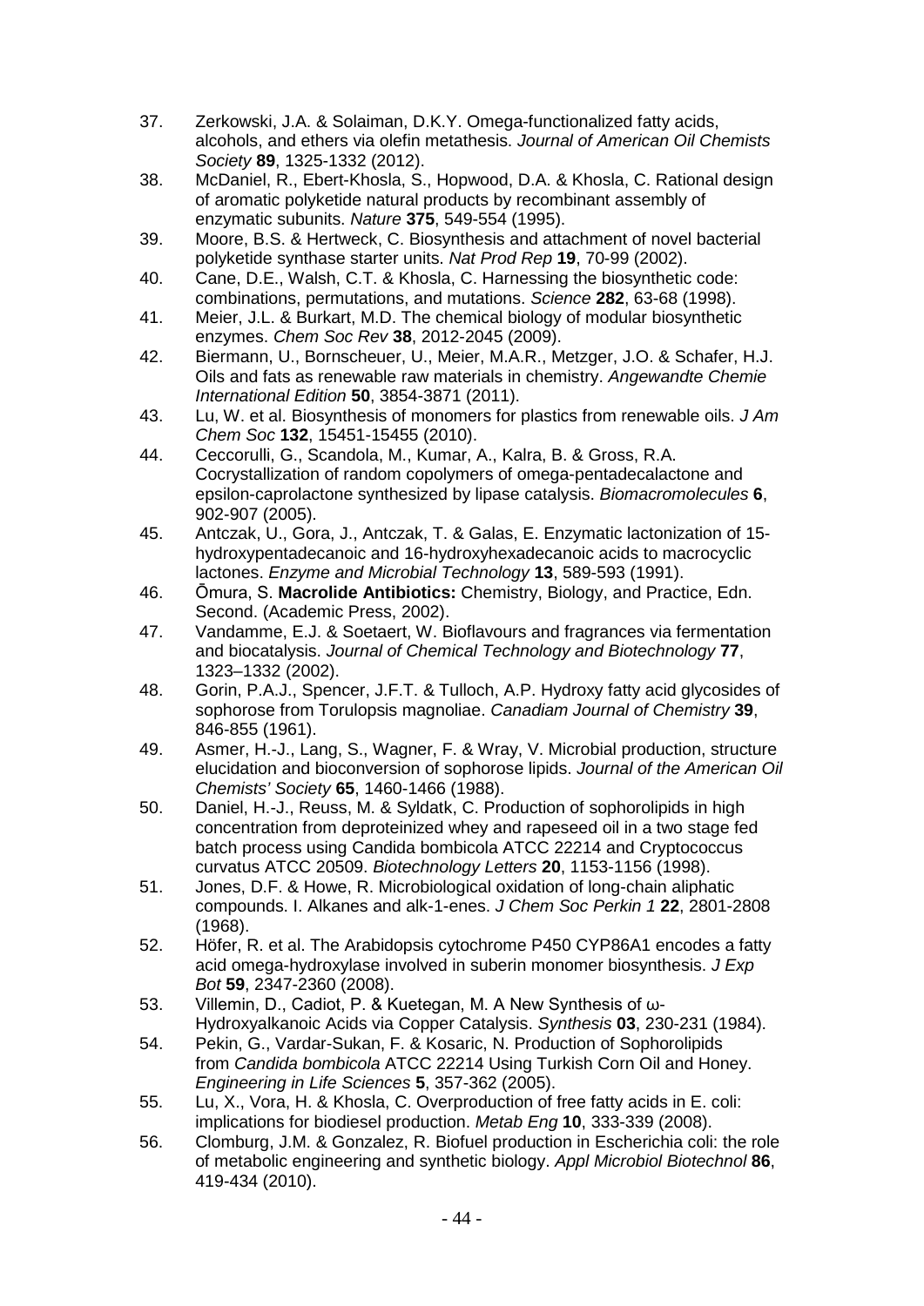37. Zerkowski, J.A. & Solaiman, D.K.Y. Omega-functionalized fatty acids, alcohols, and ethers via olefin metathesis. *Journal of American Oil Chemists Society* **89**, 1325-1332 (2012).
38. McDaniel, R., Ebert-Khosla, S., Hopwood, D.A. & Khosla, C. Rational design of aromatic polyketide natural products by recombinant assembly of enzymatic subunits. *Nature* **375**, 549-554 (1995).
39. Moore, B.S. & Hertweck, C. Biosynthesis and attachment of novel bacterial polyketide synthase starter units. *Nat Prod Rep* **19**, 70-99 (2002).
40. Cane, D.E., Walsh, C.T. & Khosla, C. Harnessing the biosynthetic code: combinations, permutations, and mutations. *Science* **282**, 63-68 (1998).
41. Meier, J.L. & Burkart, M.D. The chemical biology of modular biosynthetic enzymes. *Chem Soc Rev* **38**, 2012-2045 (2009).
42. Biermann, U., Bornscheuer, U., Meier, M.A.R., Metzger, J.O. & Schafer, H.J. Oils and fats as renewable raw materials in chemistry. *Angewandte Chemie International Edition* **50**, 3854-3871 (2011).
43. Lu, W. et al. Biosynthesis of monomers for plastics from renewable oils. *J Am Chem Soc* **132**, 15451-15455 (2010).
44. Ceccorulli, G., Scandola, M., Kumar, A., Kalra, B. & Gross, R.A. Cocrystallization of random copolymers of omega-pentadecalactone and epsilon-caprolactone synthesized by lipase catalysis. *Biomacromolecules* **6**, 902-907 (2005).
45. Antczak, U., Gora, J., Antczak, T. & Galas, E. Enzymatic lactonization of 15-hydroxypentadecanoic and 16-hydroxyhexadecanoic acids to macrocyclic lactones. *Enzyme and Microbial Technology* **13**, 589-593 (1991).
46. Ōmura, S. **Macrolide Antibiotics:** Chemistry, Biology, and Practice, Edn. Second. (Academic Press, 2002).
47. Vandamme, E.J. & Soetaert, W. Bioflavours and fragrances via fermentation and biocatalysis. *Journal of Chemical Technology and Biotechnology* **77**, 1323–1332 (2002).
48. Gorin, P.A.J., Spencer, J.F.T. & Tulloch, A.P. Hydroxy fatty acid glycosides of sophorose from Torulopsis magnoliae. *Canadiam Journal of Chemistry* **39**, 846-855 (1961).
49. Asmer, H.-J., Lang, S., Wagner, F. & Wray, V. Microbial production, structure elucidation and bioconversion of sophorose lipids. *Journal of the American Oil Chemists' Society* **65**, 1460-1466 (1988).
50. Daniel, H.-J., Reuss, M. & Syldatk, C. Production of sophorolipids in high concentration from deproteinized whey and rapeseed oil in a two stage fed batch process using Candida bombicola ATCC 22214 and Cryptococcus curvatus ATCC 20509. *Biotechnology Letters* **20**, 1153-1156 (1998).
51. Jones, D.F. & Howe, R. Microbiological oxidation of long-chain aliphatic compounds. I. Alkanes and alk-1-enes. *J Chem Soc Perkin 1* **22**, 2801-2808 (1968).
52. Höfer, R. et al. The Arabidopsis cytochrome P450 CYP86A1 encodes a fatty acid omega-hydroxylase involved in suberin monomer biosynthesis. *J Exp Bot* **59**, 2347-2360 (2008).
53. Villemin, D., Cadiot, P. & Kuetegan, M. A New Synthesis of ω-Hydroxyalkanoic Acids via Copper Catalysis. *Synthesis* **03**, 230-231 (1984).
54. Pekin, G., Vardar-Sukan, F. & Kosaric, N. Production of Sophorolipids from *Candida bombicola* ATCC 22214 Using Turkish Corn Oil and Honey. *Engineering in Life Sciences* **5**, 357-362 (2005).
55. Lu, X., Vora, H. & Khosla, C. Overproduction of free fatty acids in E. coli: implications for biodiesel production. *Metab Eng* **10**, 333-339 (2008).
56. Clomburg, J.M. & Gonzalez, R. Biofuel production in Escherichia coli: the role of metabolic engineering and synthetic biology. *Appl Microbiol Biotechnol* **86**, 419-434 (2010).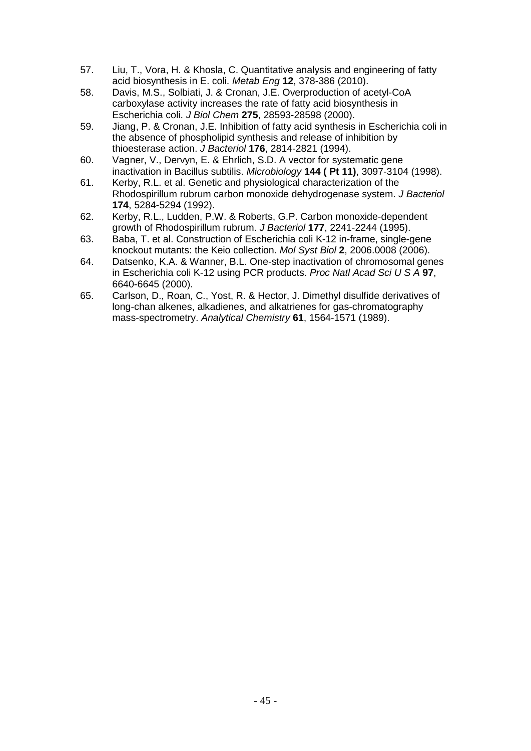57. Liu, T., Vora, H. & Khosla, C. Quantitative analysis and engineering of fatty acid biosynthesis in E. coli. *Metab Eng* **12**, 378-386 (2010).
58. Davis, M.S., Solbiati, J. & Cronan, J.E. Overproduction of acetyl-CoA carboxylase activity increases the rate of fatty acid biosynthesis in Escherichia coli. *J Biol Chem* **275**, 28593-28598 (2000).
59. Jiang, P. & Cronan, J.E. Inhibition of fatty acid synthesis in Escherichia coli in the absence of phospholipid synthesis and release of inhibition by thioesterase action. *J Bacteriol* **176**, 2814-2821 (1994).
60. Vagner, V., Dervyn, E. & Ehrlich, S.D. A vector for systematic gene inactivation in Bacillus subtilis. *Microbiology* **144 ( Pt 11)**, 3097-3104 (1998).
61. Kerby, R.L. et al. Genetic and physiological characterization of the Rhodospirillum rubrum carbon monoxide dehydrogenase system. *J Bacteriol* **174**, 5284-5294 (1992).
62. Kerby, R.L., Ludden, P.W. & Roberts, G.P. Carbon monoxide-dependent growth of Rhodospirillum rubrum. *J Bacteriol* **177**, 2241-2244 (1995).
63. Baba, T. et al. Construction of Escherichia coli K-12 in-frame, single-gene knockout mutants: the Keio collection. *Mol Syst Biol* **2**, 2006.0008 (2006).
64. Datsenko, K.A. & Wanner, B.L. One-step inactivation of chromosomal genes in Escherichia coli K-12 using PCR products. *Proc Natl Acad Sci U S A* **97**, 6640-6645 (2000).
65. Carlson, D., Roan, C., Yost, R. & Hector, J. Dimethyl disulfide derivatives of long-chan alkenes, alkadienes, and alkatrienes for gas-chromatography mass-spectrometry. *Analytical Chemistry* **61**, 1564-1571 (1989).